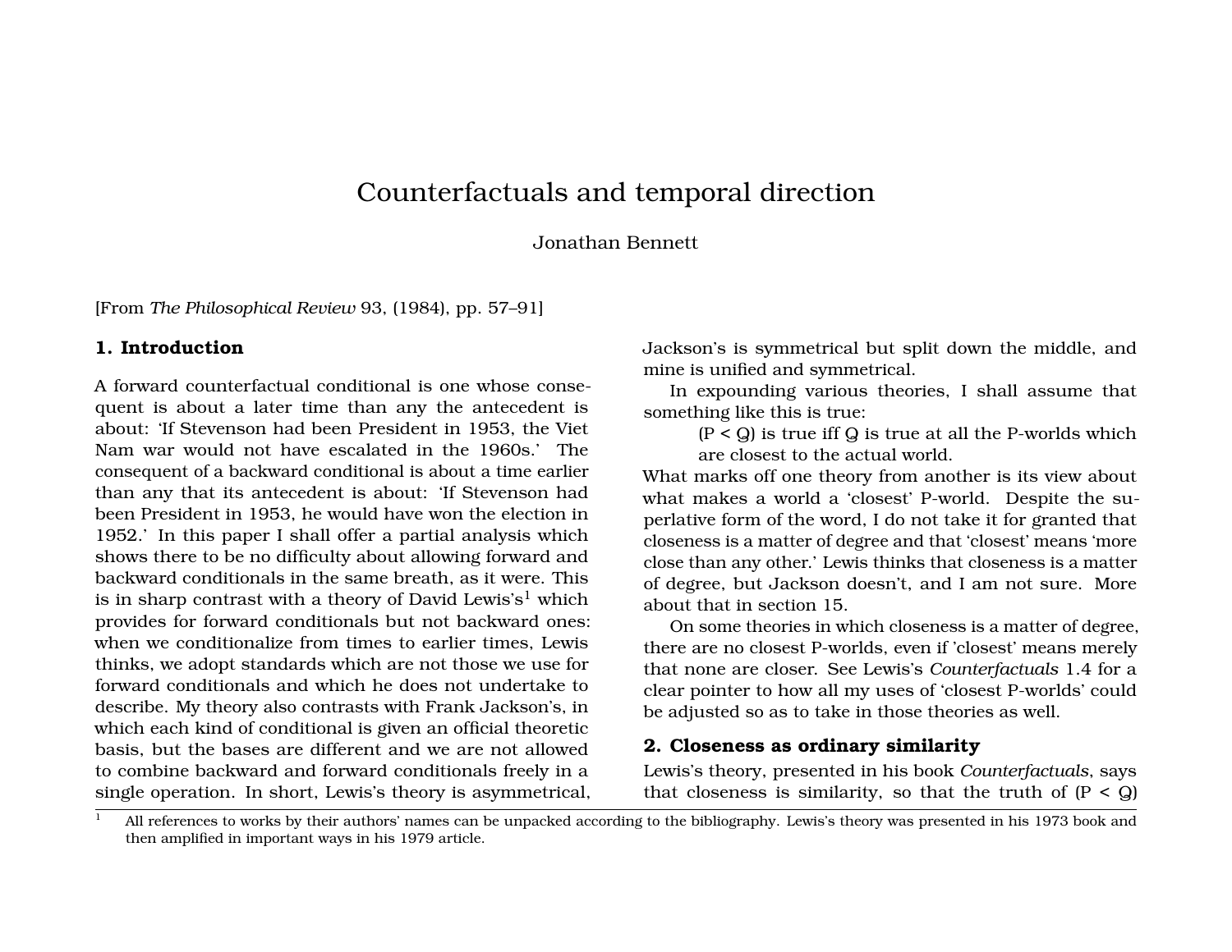# Counterfactuals and temporal direction

Jonathan Bennett

[From *The Philosophical Review* 93, (1984), pp. 57–91]

## 1. Introduction

A forward counterfactual conditional is one whose consequent is about a later time than any the antecedent is about: 'If Stevenson had been President in 1953, the Viet Nam war would not have escalated in the 1960s.' The consequent of a backward conditional is about a time earlier than any that its antecedent is about: 'If Stevenson had been President in 1953, he would have won the election in 1952.' In this paper I shall offer a partial analysis which shows there to be no difficulty about allowing forward and backward conditionals in the same breath, as it were. This is in sharp contrast with a theory of David Lewis's[1] which provides for forward conditionals but not backward ones: when we conditionalize from times to earlier times, Lewis thinks, we adopt standards which are not those we use for forward conditionals and which he does not undertake to describe. My theory also contrasts with Frank Jackson's, in which each kind of conditional is given an official theoretic basis, but the bases are different and we are not allowed to combine backward and forward conditionals freely in a single operation. In short, Lewis's theory is asymmetrical, Jackson's is symmetrical but split down the middle, and mine is unified and symmetrical.

In expounding various theories, I shall assume that something like this is true:

> (P < Q) is true iff Q is true at all the P-worlds which are closest to the actual world.

What marks off one theory from another is its view about what makes a world a 'closest' P-world. Despite the superlative form of the word, I do not take it for granted that closeness is a matter of degree and that 'closest' means 'more close than any other.' Lewis thinks that closeness is a matter of degree, but Jackson doesn't, and I am not sure. More about that in section 15.

On some theories in which closeness is a matter of degree, there are no closest P-worlds, even if 'closest' means merely that none are closer. See Lewis's *Counterfactuals* 1.4 for a clear pointer to how all my uses of 'closest P-worlds' could be adjusted so as to take in those theories as well.

## 2. Closeness as ordinary similarity

Lewis's theory, presented in his book *Counterfactuals*, says that closeness is similarity, so that the truth of (P < Q)

[1] All references to works by their authors' names can be unpacked according to the bibliography. Lewis's theory was presented in his 1973 book and then amplified in important ways in his 1979 article.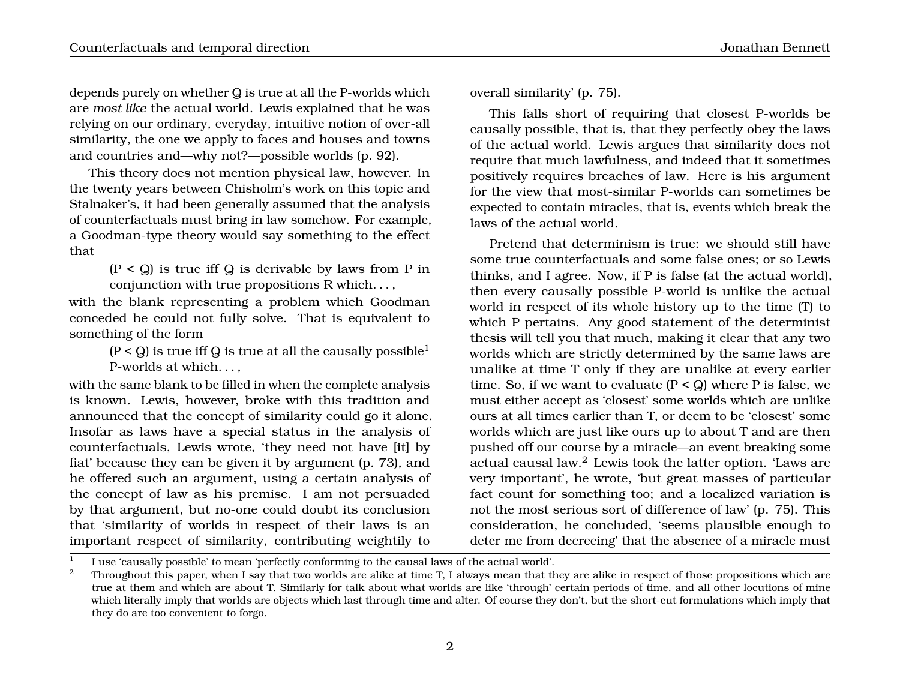depends purely on whether Q is true at all the P-worlds which are *most like* the actual world. Lewis explained that he was relying on our ordinary, everyday, intuitive notion of over-all similarity, the one we apply to faces and houses and towns and countries and—why not?—possible worlds (p. 92).

This theory does not mention physical law, however. In the twenty years between Chisholm's work on this topic and Stalnaker's, it had been generally assumed that the analysis of counterfactuals must bring in law somehow. For example, a Goodman-type theory would say something to the effect that

> (P < Q) is true iff Q is derivable by laws from P in conjunction with true propositions R which. . . ,

with the blank representing a problem which Goodman conceded he could not fully solve. That is equivalent to something of the form

> (P < Q) is true iff Q is true at all the causally possible[1] P-worlds at which. . . ,

with the same blank to be filled in when the complete analysis is known. Lewis, however, broke with this tradition and announced that the concept of similarity could go it alone. Insofar as laws have a special status in the analysis of counterfactuals, Lewis wrote, 'they need not have [it] by fiat' because they can be given it by argument (p. 73), and he offered such an argument, using a certain analysis of the concept of law as his premise. I am not persuaded by that argument, but no-one could doubt its conclusion that 'similarity of worlds in respect of their laws is an important respect of similarity, contributing weightily to overall similarity' (p. 75).

This falls short of requiring that closest P-worlds be causally possible, that is, that they perfectly obey the laws of the actual world. Lewis argues that similarity does not require that much lawfulness, and indeed that it sometimes positively requires breaches of law. Here is his argument for the view that most-similar P-worlds can sometimes be expected to contain miracles, that is, events which break the laws of the actual world.

Pretend that determinism is true: we should still have some true counterfactuals and some false ones; or so Lewis thinks, and I agree. Now, if P is false (at the actual world), then every causally possible P-world is unlike the actual world in respect of its whole history up to the time (T) to which P pertains. Any good statement of the determinist thesis will tell you that much, making it clear that any two worlds which are strictly determined by the same laws are unalike at time T only if they are unalike at every earlier time. So, if we want to evaluate (P < Q) where P is false, we must either accept as 'closest' some worlds which are unlike ours at all times earlier than T, or deem to be 'closest' some worlds which are just like ours up to about T and are then pushed off our course by a miracle—an event breaking some actual causal law.[2] Lewis took the latter option. 'Laws are very important', he wrote, 'but great masses of particular fact count for something too; and a localized variation is not the most serious sort of difference of law' (p. 75). This consideration, he concluded, 'seems plausible enough to deter me from decreeing' that the absence of a miracle must

---

[1] I use 'causally possible' to mean 'perfectly conforming to the causal laws of the actual world'.

[2] Throughout this paper, when I say that two worlds are alike at time T, I always mean that they are alike in respect of those propositions which are true at them and which are about T. Similarly for talk about what worlds are like 'through' certain periods of time, and all other locutions of mine which literally imply that worlds are objects which last through time and alter. Of course they don't, but the short-cut formulations which imply that they do are too convenient to forgo.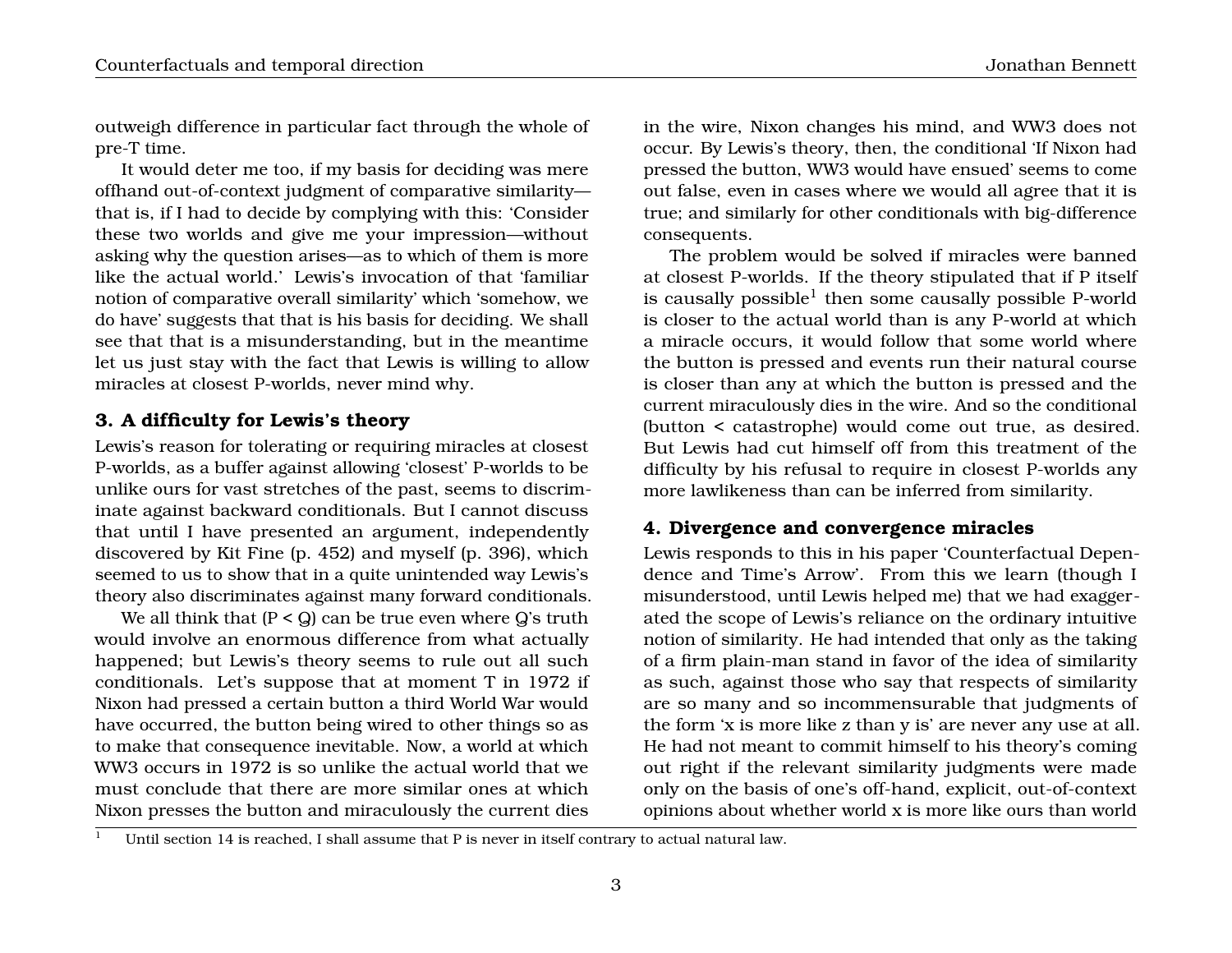outweigh difference in particular fact through the whole of pre-T time.

It would deter me too, if my basis for deciding was mere offhand out-of-context judgment of comparative similarity—that is, if I had to decide by complying with this: 'Consider these two worlds and give me your impression—without asking why the question arises—as to which of them is more like the actual world.' Lewis's invocation of that 'familiar notion of comparative overall similarity' which 'somehow, we do have' suggests that that is his basis for deciding. We shall see that that is a misunderstanding, but in the meantime let us just stay with the fact that Lewis is willing to allow miracles at closest P-worlds, never mind why.

### 3. A difficulty for Lewis's theory

Lewis's reason for tolerating or requiring miracles at closest P-worlds, as a buffer against allowing 'closest' P-worlds to be unlike ours for vast stretches of the past, seems to discriminate against backward conditionals. But I cannot discuss that until I have presented an argument, independently discovered by Kit Fine (p. 452) and myself (p. 396), which seemed to us to show that in a quite unintended way Lewis's theory also discriminates against many forward conditionals.

We all think that (P < Q) can be true even where Q's truth would involve an enormous difference from what actually happened; but Lewis's theory seems to rule out all such conditionals. Let's suppose that at moment T in 1972 if Nixon had pressed a certain button a third World War would have occurred, the button being wired to other things so as to make that consequence inevitable. Now, a world at which WW3 occurs in 1972 is so unlike the actual world that we must conclude that there are more similar ones at which Nixon presses the button and miraculously the current dies in the wire, Nixon changes his mind, and WW3 does not occur. By Lewis's theory, then, the conditional 'If Nixon had pressed the button, WW3 would have ensued' seems to come out false, even in cases where we would all agree that it is true; and similarly for other conditionals with big-difference consequents.

The problem would be solved if miracles were banned at closest P-worlds. If the theory stipulated that if P itself is causally possible[1] then some causally possible P-world is closer to the actual world than is any P-world at which a miracle occurs, it would follow that some world where the button is pressed and events run their natural course is closer than any at which the button is pressed and the current miraculously dies in the wire. And so the conditional (button < catastrophe) would come out true, as desired. But Lewis had cut himself off from this treatment of the difficulty by his refusal to require in closest P-worlds any more lawlikeness than can be inferred from similarity.

### 4. Divergence and convergence miracles

Lewis responds to this in his paper 'Counterfactual Dependence and Time's Arrow'. From this we learn (though I misunderstood, until Lewis helped me) that we had exaggerated the scope of Lewis's reliance on the ordinary intuitive notion of similarity. He had intended that only as the taking of a firm plain-man stand in favor of the idea of similarity as such, against those who say that respects of similarity are so many and so incommensurable that judgments of the form 'x is more like z than y is' are never any use at all. He had not meant to commit himself to his theory's coming out right if the relevant similarity judgments were made only on the basis of one's off-hand, explicit, out-of-context opinions about whether world x is more like ours than world

[1] Until section 14 is reached, I shall assume that P is never in itself contrary to actual natural law.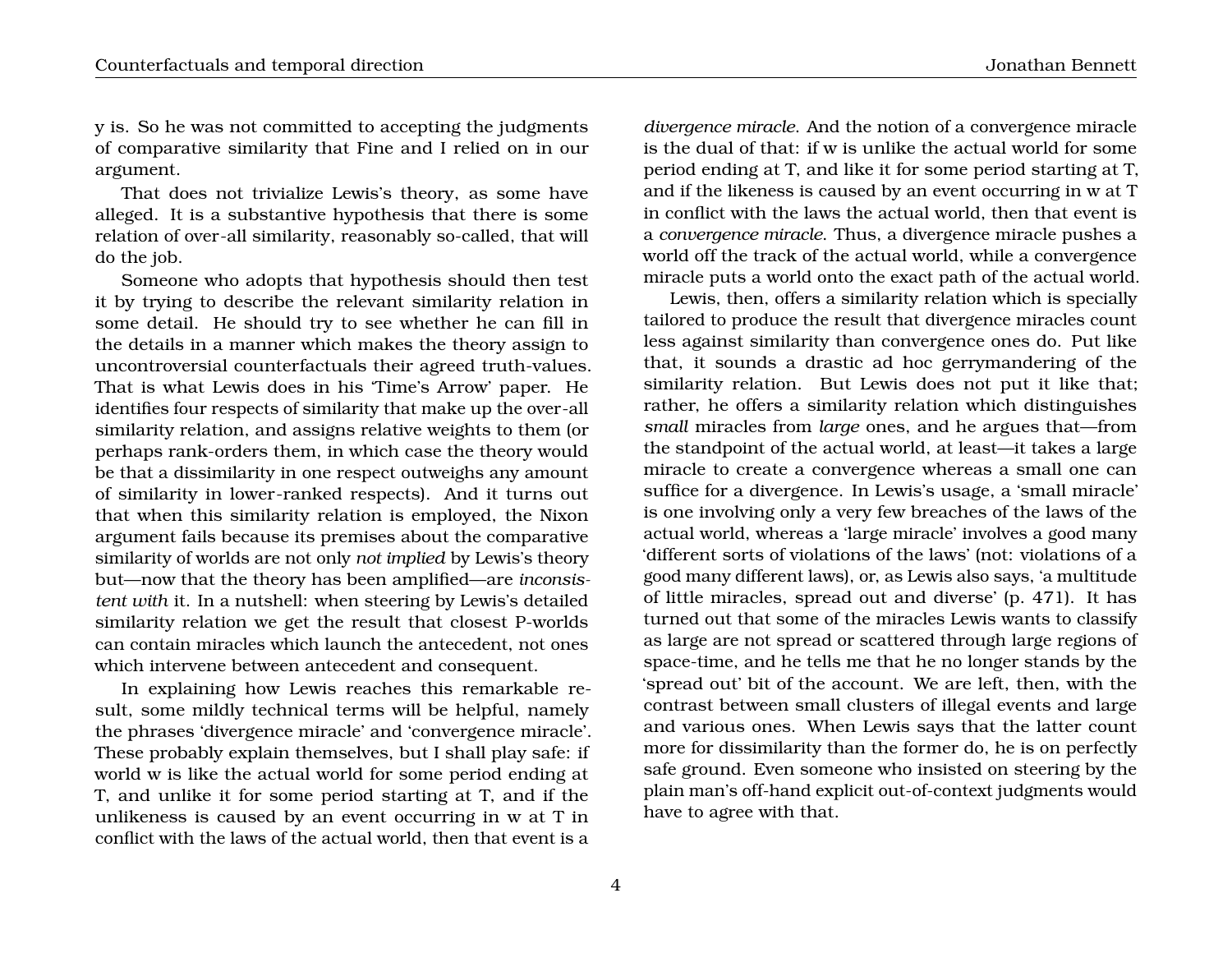y is. So he was not committed to accepting the judgments of comparative similarity that Fine and I relied on in our argument.

That does not trivialize Lewis's theory, as some have alleged. It is a substantive hypothesis that there is some relation of over-all similarity, reasonably so-called, that will do the job.

Someone who adopts that hypothesis should then test it by trying to describe the relevant similarity relation in some detail. He should try to see whether he can fill in the details in a manner which makes the theory assign to uncontroversial counterfactuals their agreed truth-values. That is what Lewis does in his 'Time's Arrow' paper. He identifies four respects of similarity that make up the over-all similarity relation, and assigns relative weights to them (or perhaps rank-orders them, in which case the theory would be that a dissimilarity in one respect outweighs any amount of similarity in lower-ranked respects). And it turns out that when this similarity relation is employed, the Nixon argument fails because its premises about the comparative similarity of worlds are not only *not implied* by Lewis's theory but—now that the theory has been amplified—are *inconsistent with* it. In a nutshell: when steering by Lewis's detailed similarity relation we get the result that closest P-worlds can contain miracles which launch the antecedent, not ones which intervene between antecedent and consequent.

In explaining how Lewis reaches this remarkable result, some mildly technical terms will be helpful, namely the phrases 'divergence miracle' and 'convergence miracle'. These probably explain themselves, but I shall play safe: if world w is like the actual world for some period ending at T, and unlike it for some period starting at T, and if the unlikeness is caused by an event occurring in w at T in conflict with the laws of the actual world, then that event is a *divergence miracle*. And the notion of a convergence miracle is the dual of that: if w is unlike the actual world for some period ending at T, and like it for some period starting at T, and if the likeness is caused by an event occurring in w at T in conflict with the laws the actual world, then that event is a *convergence miracle*. Thus, a divergence miracle pushes a world off the track of the actual world, while a convergence miracle puts a world onto the exact path of the actual world.

Lewis, then, offers a similarity relation which is specially tailored to produce the result that divergence miracles count less against similarity than convergence ones do. Put like that, it sounds a drastic ad hoc gerrymandering of the similarity relation. But Lewis does not put it like that; rather, he offers a similarity relation which distinguishes *small* miracles from *large* ones, and he argues that—from the standpoint of the actual world, at least—it takes a large miracle to create a convergence whereas a small one can suffice for a divergence. In Lewis's usage, a 'small miracle' is one involving only a very few breaches of the laws of the actual world, whereas a 'large miracle' involves a good many 'different sorts of violations of the laws' (not: violations of a good many different laws), or, as Lewis also says, 'a multitude of little miracles, spread out and diverse' (p. 471). It has turned out that some of the miracles Lewis wants to classify as large are not spread or scattered through large regions of space-time, and he tells me that he no longer stands by the 'spread out' bit of the account. We are left, then, with the contrast between small clusters of illegal events and large and various ones. When Lewis says that the latter count more for dissimilarity than the former do, he is on perfectly safe ground. Even someone who insisted on steering by the plain man's off-hand explicit out-of-context judgments would have to agree with that.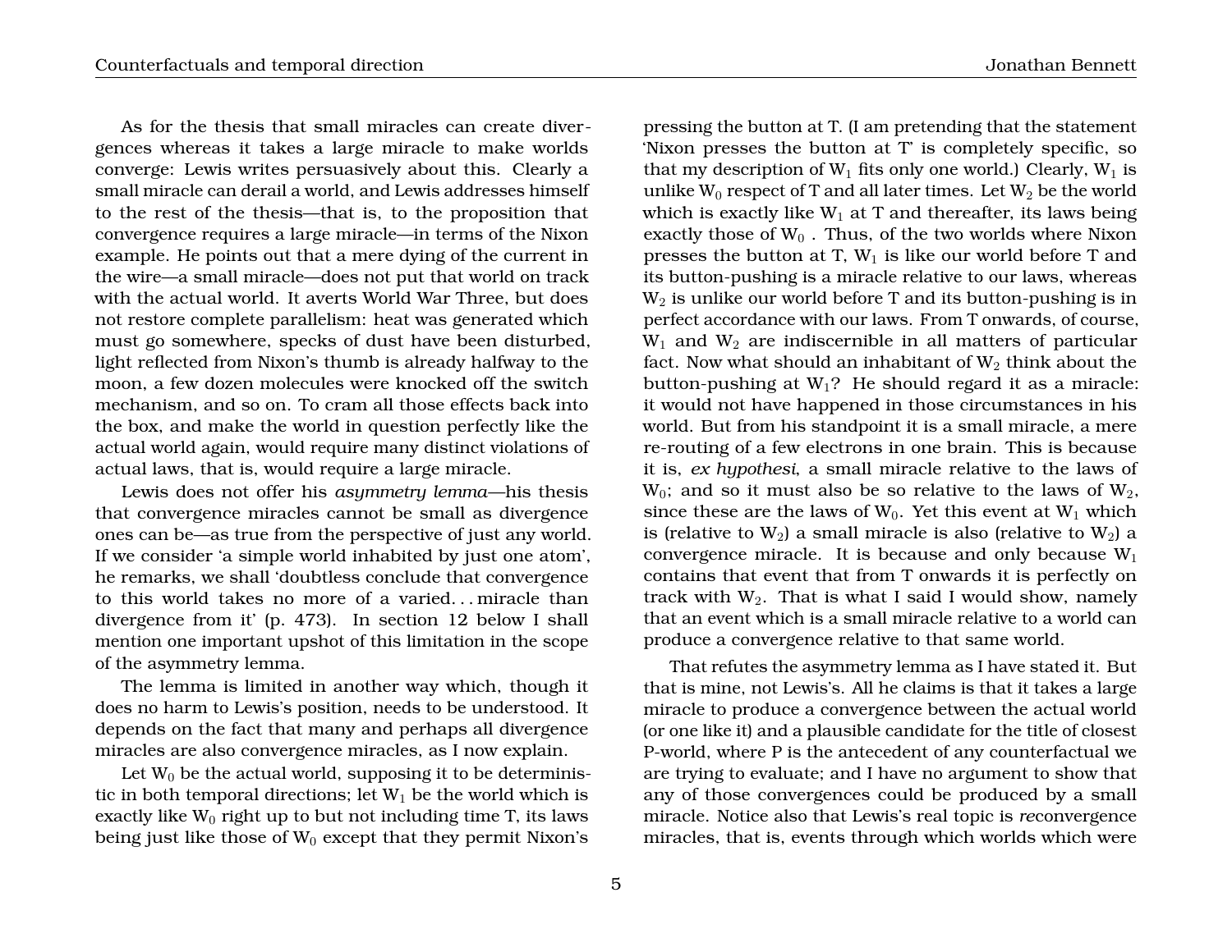As for the thesis that small miracles can create divergences whereas it takes a large miracle to make worlds converge: Lewis writes persuasively about this. Clearly a small miracle can derail a world, and Lewis addresses himself to the rest of the thesis—that is, to the proposition that convergence requires a large miracle—in terms of the Nixon example. He points out that a mere dying of the current in the wire—a small miracle—does not put that world on track with the actual world. It averts World War Three, but does not restore complete parallelism: heat was generated which must go somewhere, specks of dust have been disturbed, light reflected from Nixon's thumb is already halfway to the moon, a few dozen molecules were knocked off the switch mechanism, and so on. To cram all those effects back into the box, and make the world in question perfectly like the actual world again, would require many distinct violations of actual laws, that is, would require a large miracle.

Lewis does not offer his *asymmetry lemma*—his thesis that convergence miracles cannot be small as divergence ones can be—as true from the perspective of just any world. If we consider 'a simple world inhabited by just one atom', he remarks, we shall 'doubtless conclude that convergence to this world takes no more of a varied. . . miracle than divergence from it' (p. 473). In section 12 below I shall mention one important upshot of this limitation in the scope of the asymmetry lemma.

The lemma is limited in another way which, though it does no harm to Lewis's position, needs to be understood. It depends on the fact that many and perhaps all divergence miracles are also convergence miracles, as I now explain.

Let $W_0$ be the actual world, supposing it to be deterministic in both temporal directions; let $W_1$ be the world which is exactly like $W_0$ right up to but not including time T, its laws being just like those of $W_0$ except that they permit Nixon's pressing the button at T. (I am pretending that the statement 'Nixon presses the button at T' is completely specific, so that my description of $W_1$ fits only one world.) Clearly, $W_1$ is unlike $W_0$ respect of T and all later times. Let $W_2$ be the world which is exactly like $W_1$ at T and thereafter, its laws being exactly those of $W_0$ . Thus, of the two worlds where Nixon presses the button at T, $W_1$ is like our world before T and its button-pushing is a miracle relative to our laws, whereas $W_2$ is unlike our world before T and its button-pushing is in perfect accordance with our laws. From T onwards, of course, $W_1$ and $W_2$ are indiscernible in all matters of particular fact. Now what should an inhabitant of $W_2$ think about the button-pushing at $W_1$? He should regard it as a miracle: it would not have happened in those circumstances in his world. But from his standpoint it is a small miracle, a mere re-routing of a few electrons in one brain. This is because it is, *ex hypothesi*, a small miracle relative to the laws of $W_0$; and so it must also be so relative to the laws of $W_2$, since these are the laws of $W_0$. Yet this event at $W_1$ which is (relative to $W_2$) a small miracle is also (relative to $W_2$) a convergence miracle. It is because and only because $W_1$ contains that event that from T onwards it is perfectly on track with $W_2$. That is what I said I would show, namely that an event which is a small miracle relative to a world can produce a convergence relative to that same world.

That refutes the asymmetry lemma as I have stated it. But that is mine, not Lewis's. All he claims is that it takes a large miracle to produce a convergence between the actual world (or one like it) and a plausible candidate for the title of closest P-world, where P is the antecedent of any counterfactual we are trying to evaluate; and I have no argument to show that any of those convergences could be produced by a small miracle. Notice also that Lewis's real topic is *re*convergence miracles, that is, events through which worlds which were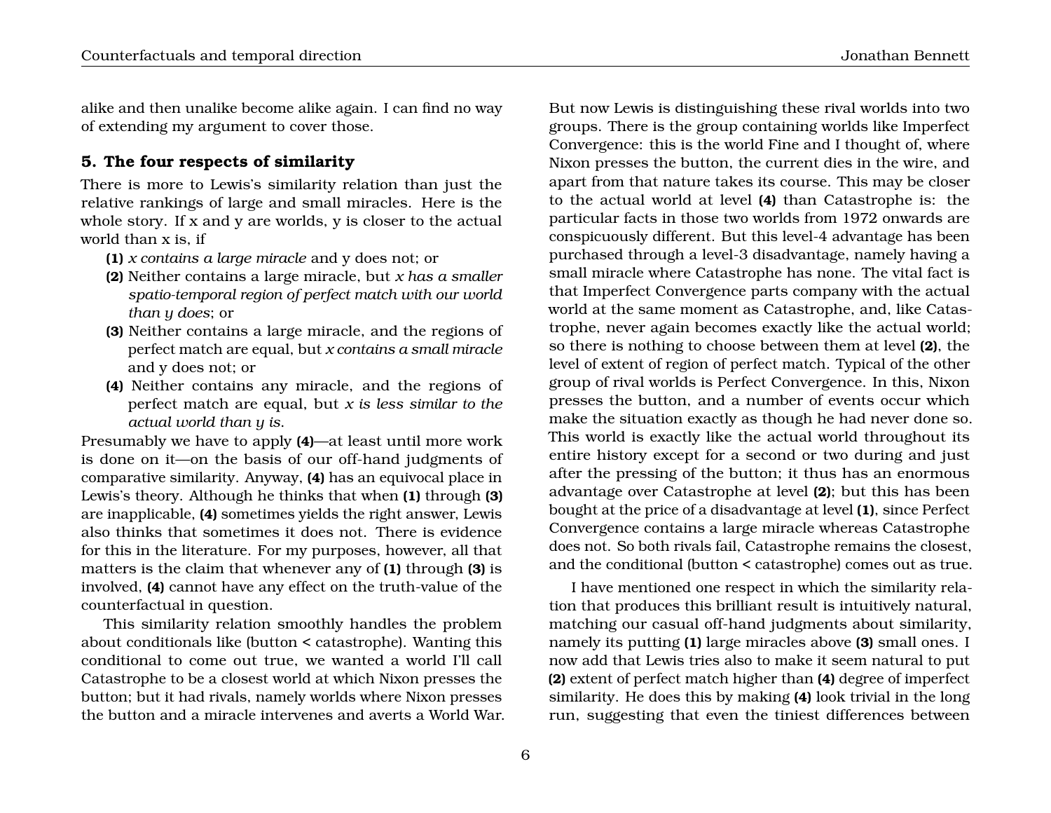alike and then unalike become alike again. I can find no way of extending my argument to cover those.

## 5. The four respects of similarity

There is more to Lewis's similarity relation than just the relative rankings of large and small miracles. Here is the whole story. If x and y are worlds, y is closer to the actual world than x is, if

- **(1)** *x contains a large miracle* and y does not; or
- **(2)** Neither contains a large miracle, but *x has a smaller spatio-temporal region of perfect match with our world than y does*; or
- **(3)** Neither contains a large miracle, and the regions of perfect match are equal, but *x contains a small miracle* and y does not; or
- **(4)** Neither contains any miracle, and the regions of perfect match are equal, but *x is less similar to the actual world than y is*.

Presumably we have to apply **(4)**—at least until more work is done on it—on the basis of our off-hand judgments of comparative similarity. Anyway, **(4)** has an equivocal place in Lewis's theory. Although he thinks that when **(1)** through **(3)** are inapplicable, **(4)** sometimes yields the right answer, Lewis also thinks that sometimes it does not. There is evidence for this in the literature. For my purposes, however, all that matters is the claim that whenever any of **(1)** through **(3)** is involved, **(4)** cannot have any effect on the truth-value of the counterfactual in question.

This similarity relation smoothly handles the problem about conditionals like (button < catastrophe). Wanting this conditional to come out true, we wanted a world I'll call Catastrophe to be a closest world at which Nixon presses the button; but it had rivals, namely worlds where Nixon presses the button and a miracle intervenes and averts a World War. But now Lewis is distinguishing these rival worlds into two groups. There is the group containing worlds like Imperfect Convergence: this is the world Fine and I thought of, where Nixon presses the button, the current dies in the wire, and apart from that nature takes its course. This may be closer to the actual world at level **(4)** than Catastrophe is: the particular facts in those two worlds from 1972 onwards are conspicuously different. But this level-4 advantage has been purchased through a level-3 disadvantage, namely having a small miracle where Catastrophe has none. The vital fact is that Imperfect Convergence parts company with the actual world at the same moment as Catastrophe, and, like Catastrophe, never again becomes exactly like the actual world; so there is nothing to choose between them at level **(2)**, the level of extent of region of perfect match. Typical of the other group of rival worlds is Perfect Convergence. In this, Nixon presses the button, and a number of events occur which make the situation exactly as though he had never done so. This world is exactly like the actual world throughout its entire history except for a second or two during and just after the pressing of the button; it thus has an enormous advantage over Catastrophe at level **(2)**; but this has been bought at the price of a disadvantage at level **(1)**, since Perfect Convergence contains a large miracle whereas Catastrophe does not. So both rivals fail, Catastrophe remains the closest, and the conditional (button < catastrophe) comes out as true.

I have mentioned one respect in which the similarity relation that produces this brilliant result is intuitively natural, matching our casual off-hand judgments about similarity, namely its putting **(1)** large miracles above **(3)** small ones. I now add that Lewis tries also to make it seem natural to put **(2)** extent of perfect match higher than **(4)** degree of imperfect similarity. He does this by making **(4)** look trivial in the long run, suggesting that even the tiniest differences between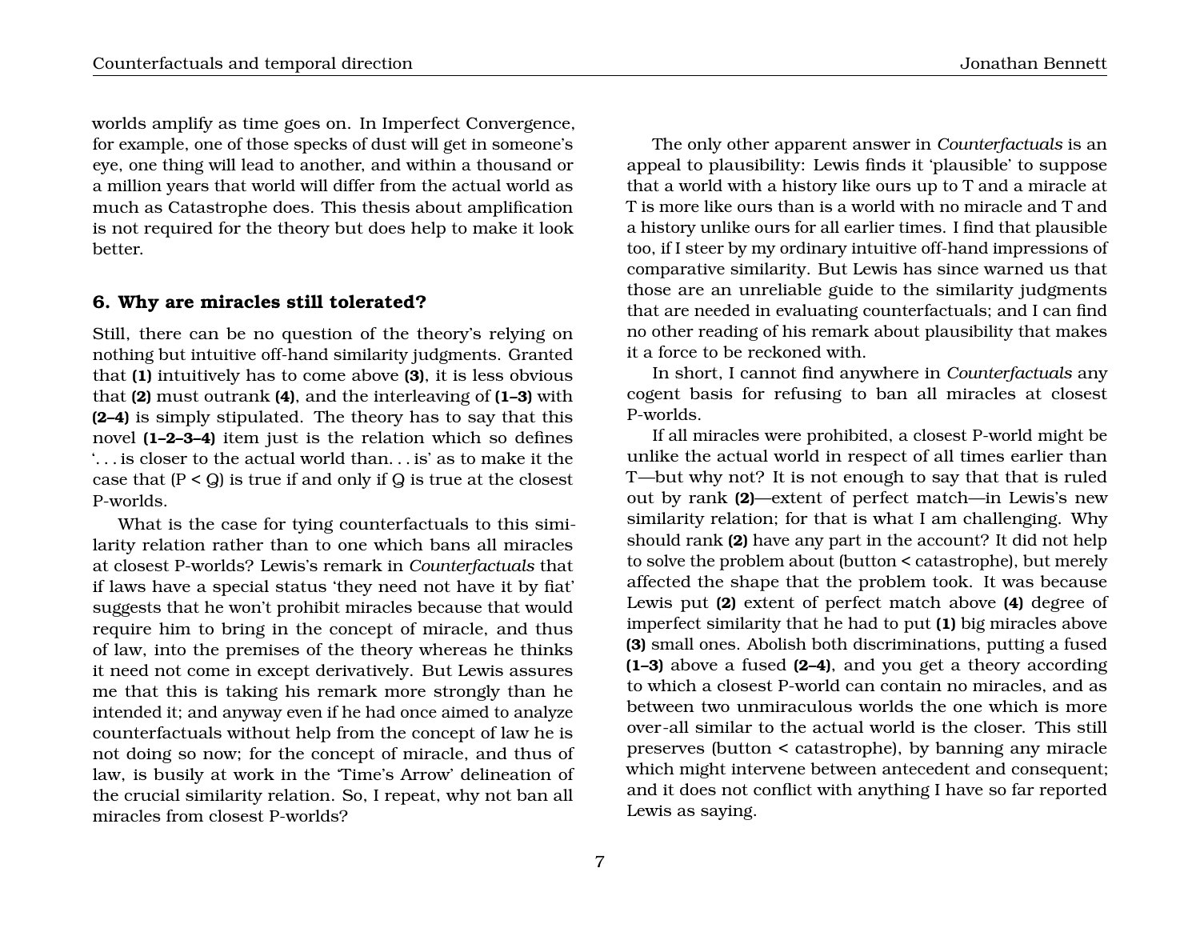worlds amplify as time goes on. In Imperfect Convergence, for example, one of those specks of dust will get in someone's eye, one thing will lead to another, and within a thousand or a million years that world will differ from the actual world as much as Catastrophe does. This thesis about amplification is not required for the theory but does help to make it look better.

## 6. Why are miracles still tolerated?

Still, there can be no question of the theory's relying on nothing but intuitive off-hand similarity judgments. Granted that **(1)** intuitively has to come above **(3)**, it is less obvious that **(2)** must outrank **(4)**, and the interleaving of **(1–3)** with **(2–4)** is simply stipulated. The theory has to say that this novel **(1–2–3–4)** item just is the relation which so defines '. . . is closer to the actual world than. . . is' as to make it the case that (P < Q) is true if and only if Q is true at the closest P-worlds.

What is the case for tying counterfactuals to this similarity relation rather than to one which bans all miracles at closest P-worlds? Lewis's remark in *Counterfactuals* that if laws have a special status 'they need not have it by fiat' suggests that he won't prohibit miracles because that would require him to bring in the concept of miracle, and thus of law, into the premises of the theory whereas he thinks it need not come in except derivatively. But Lewis assures me that this is taking his remark more strongly than he intended it; and anyway even if he had once aimed to analyze counterfactuals without help from the concept of law he is not doing so now; for the concept of miracle, and thus of law, is busily at work in the 'Time's Arrow' delineation of the crucial similarity relation. So, I repeat, why not ban all miracles from closest P-worlds?

The only other apparent answer in *Counterfactuals* is an appeal to plausibility: Lewis finds it 'plausible' to suppose that a world with a history like ours up to T and a miracle at T is more like ours than is a world with no miracle and T and a history unlike ours for all earlier times. I find that plausible too, if I steer by my ordinary intuitive off-hand impressions of comparative similarity. But Lewis has since warned us that those are an unreliable guide to the similarity judgments that are needed in evaluating counterfactuals; and I can find no other reading of his remark about plausibility that makes it a force to be reckoned with.

In short, I cannot find anywhere in *Counterfactuals* any cogent basis for refusing to ban all miracles at closest P-worlds.

If all miracles were prohibited, a closest P-world might be unlike the actual world in respect of all times earlier than T—but why not? It is not enough to say that that is ruled out by rank **(2)**—extent of perfect match—in Lewis's new similarity relation; for that is what I am challenging. Why should rank **(2)** have any part in the account? It did not help to solve the problem about (button < catastrophe), but merely affected the shape that the problem took. It was because Lewis put **(2)** extent of perfect match above **(4)** degree of imperfect similarity that he had to put **(1)** big miracles above **(3)** small ones. Abolish both discriminations, putting a fused **(1–3)** above a fused **(2–4)**, and you get a theory according to which a closest P-world can contain no miracles, and as between two unmiraculous worlds the one which is more over-all similar to the actual world is the closer. This still preserves (button < catastrophe), by banning any miracle which might intervene between antecedent and consequent; and it does not conflict with anything I have so far reported Lewis as saying.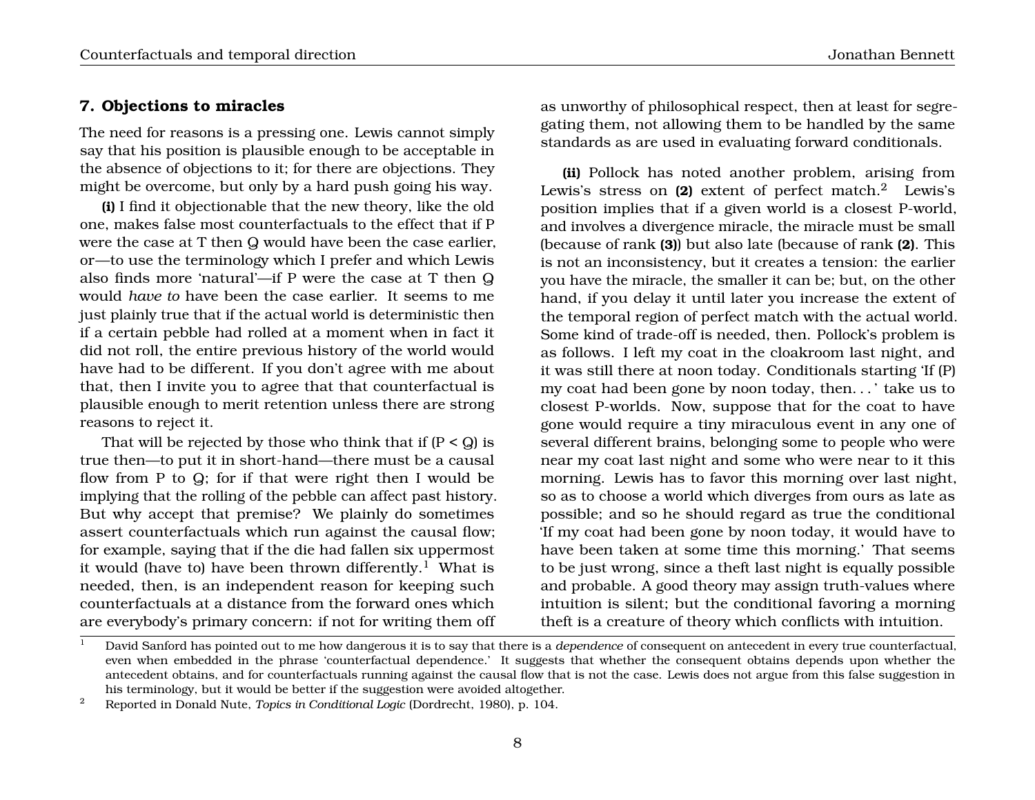## 7. Objections to miracles

The need for reasons is a pressing one. Lewis cannot simply say that his position is plausible enough to be acceptable in the absence of objections to it; for there are objections. They might be overcome, but only by a hard push going his way.

**(i)** I find it objectionable that the new theory, like the old one, makes false most counterfactuals to the effect that if P were the case at T then Q would have been the case earlier, or—to use the terminology which I prefer and which Lewis also finds more 'natural'—if P were the case at T then Q would *have to* have been the case earlier. It seems to me just plainly true that if the actual world is deterministic then if a certain pebble had rolled at a moment when in fact it did not roll, the entire previous history of the world would have had to be different. If you don't agree with me about that, then I invite you to agree that that counterfactual is plausible enough to merit retention unless there are strong reasons to reject it.

That will be rejected by those who think that if (P < Q) is true then—to put it in short-hand—there must be a causal flow from P to Q; for if that were right then I would be implying that the rolling of the pebble can affect past history. But why accept that premise? We plainly do sometimes assert counterfactuals which run against the causal flow; for example, saying that if the die had fallen six uppermost it would (have to) have been thrown differently.[1] What is needed, then, is an independent reason for keeping such counterfactuals at a distance from the forward ones which are everybody's primary concern: if not for writing them off as unworthy of philosophical respect, then at least for segregating them, not allowing them to be handled by the same standards as are used in evaluating forward conditionals.

**(ii)** Pollock has noted another problem, arising from Lewis's stress on **(2)** extent of perfect match.[2] Lewis's position implies that if a given world is a closest P-world, and involves a divergence miracle, the miracle must be small (because of rank **(3)**) but also late (because of rank **(2)**. This is not an inconsistency, but it creates a tension: the earlier you have the miracle, the smaller it can be; but, on the other hand, if you delay it until later you increase the extent of the temporal region of perfect match with the actual world. Some kind of trade-off is needed, then. Pollock's problem is as follows. I left my coat in the cloakroom last night, and it was still there at noon today. Conditionals starting 'If (P) my coat had been gone by noon today, then. . . ' take us to closest P-worlds. Now, suppose that for the coat to have gone would require a tiny miraculous event in any one of several different brains, belonging some to people who were near my coat last night and some who were near to it this morning. Lewis has to favor this morning over last night, so as to choose a world which diverges from ours as late as possible; and so he should regard as true the conditional 'If my coat had been gone by noon today, it would have to have been taken at some time this morning.' That seems to be just wrong, since a theft last night is equally possible and probable. A good theory may assign truth-values where intuition is silent; but the conditional favoring a morning theft is a creature of theory which conflicts with intuition.

[1] David Sanford has pointed out to me how dangerous it is to say that there is a *dependence* of consequent on antecedent in every true counterfactual, even when embedded in the phrase 'counterfactual dependence.' It suggests that whether the consequent obtains depends upon whether the antecedent obtains, and for counterfactuals running against the causal flow that is not the case. Lewis does not argue from this false suggestion in his terminology, but it would be better if the suggestion were avoided altogether.

[2] Reported in Donald Nute, *Topics in Conditional Logic* (Dordrecht, 1980), p. 104.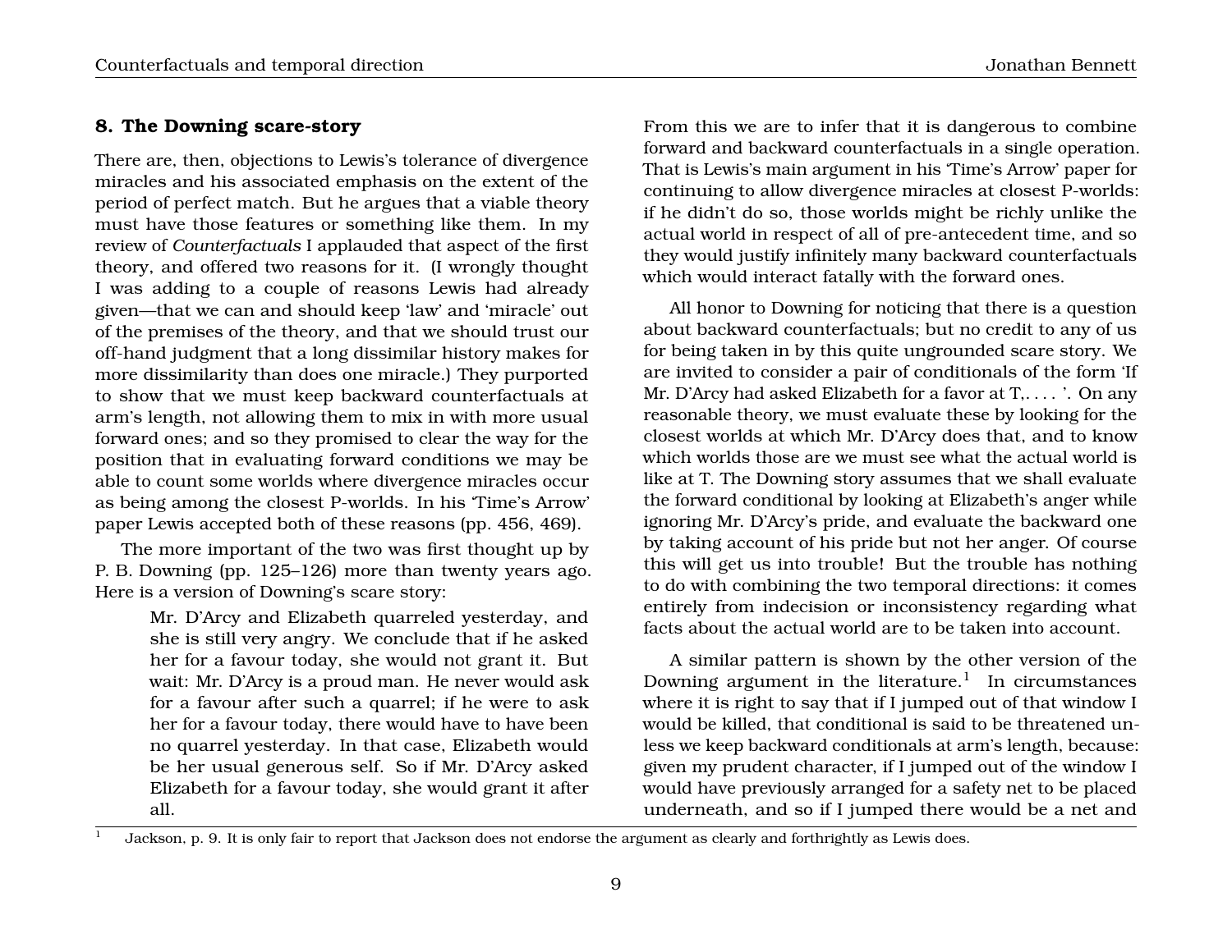## 8. The Downing scare-story

There are, then, objections to Lewis's tolerance of divergence miracles and his associated emphasis on the extent of the period of perfect match. But he argues that a viable theory must have those features or something like them. In my review of *Counterfactuals* I applauded that aspect of the first theory, and offered two reasons for it. (I wrongly thought I was adding to a couple of reasons Lewis had already given—that we can and should keep 'law' and 'miracle' out of the premises of the theory, and that we should trust our off-hand judgment that a long dissimilar history makes for more dissimilarity than does one miracle.) They purported to show that we must keep backward counterfactuals at arm's length, not allowing them to mix in with more usual forward ones; and so they promised to clear the way for the position that in evaluating forward conditions we may be able to count some worlds where divergence miracles occur as being among the closest P-worlds. In his 'Time's Arrow' paper Lewis accepted both of these reasons (pp. 456, 469).

The more important of the two was first thought up by P. B. Downing (pp. 125–126) more than twenty years ago. Here is a version of Downing's scare story:

> Mr. D'Arcy and Elizabeth quarreled yesterday, and she is still very angry. We conclude that if he asked her for a favour today, she would not grant it. But wait: Mr. D'Arcy is a proud man. He never would ask for a favour after such a quarrel; if he were to ask her for a favour today, there would have to have been no quarrel yesterday. In that case, Elizabeth would be her usual generous self. So if Mr. D'Arcy asked Elizabeth for a favour today, she would grant it after all.

From this we are to infer that it is dangerous to combine forward and backward counterfactuals in a single operation. That is Lewis's main argument in his 'Time's Arrow' paper for continuing to allow divergence miracles at closest P-worlds: if he didn't do so, those worlds might be richly unlike the actual world in respect of all of pre-antecedent time, and so they would justify infinitely many backward counterfactuals which would interact fatally with the forward ones.

All honor to Downing for noticing that there is a question about backward counterfactuals; but no credit to any of us for being taken in by this quite ungrounded scare story. We are invited to consider a pair of conditionals of the form 'If Mr. D'Arcy had asked Elizabeth for a favor at T,. . . . '. On any reasonable theory, we must evaluate these by looking for the closest worlds at which Mr. D'Arcy does that, and to know which worlds those are we must see what the actual world is like at T. The Downing story assumes that we shall evaluate the forward conditional by looking at Elizabeth's anger while ignoring Mr. D'Arcy's pride, and evaluate the backward one by taking account of his pride but not her anger. Of course this will get us into trouble! But the trouble has nothing to do with combining the two temporal directions: it comes entirely from indecision or inconsistency regarding what facts about the actual world are to be taken into account.

A similar pattern is shown by the other version of the Downing argument in the literature.[1] In circumstances where it is right to say that if I jumped out of that window I would be killed, that conditional is said to be threatened unless we keep backward conditionals at arm's length, because: given my prudent character, if I jumped out of the window I would have previously arranged for a safety net to be placed underneath, and so if I jumped there would be a net and

[1] Jackson, p. 9. It is only fair to report that Jackson does not endorse the argument as clearly and forthrightly as Lewis does.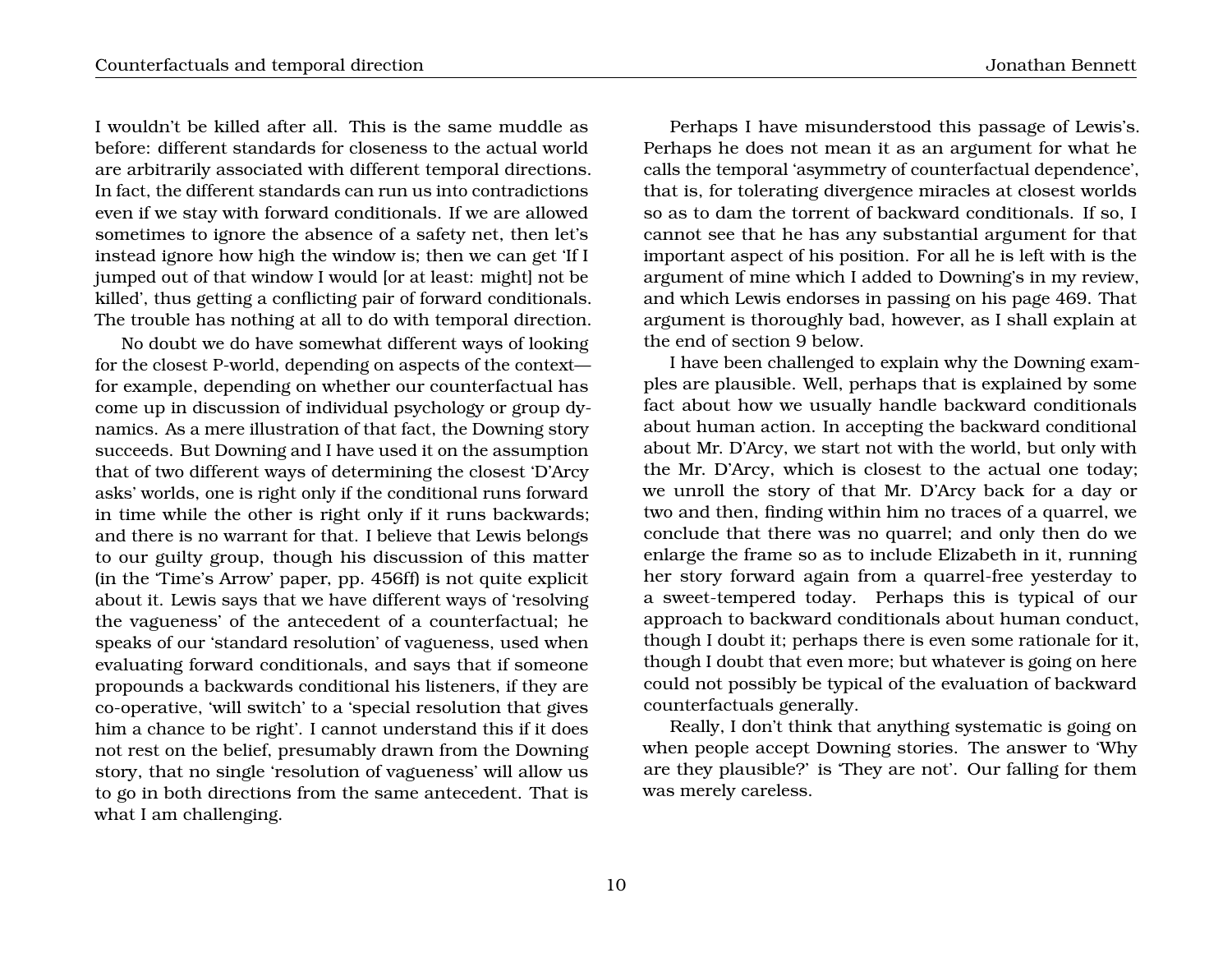I wouldn't be killed after all. This is the same muddle as before: different standards for closeness to the actual world are arbitrarily associated with different temporal directions. In fact, the different standards can run us into contradictions even if we stay with forward conditionals. If we are allowed sometimes to ignore the absence of a safety net, then let's instead ignore how high the window is; then we can get 'If I jumped out of that window I would [or at least: might] not be killed', thus getting a conflicting pair of forward conditionals. The trouble has nothing at all to do with temporal direction.

No doubt we do have somewhat different ways of looking for the closest P-world, depending on aspects of the context—for example, depending on whether our counterfactual has come up in discussion of individual psychology or group dynamics. As a mere illustration of that fact, the Downing story succeeds. But Downing and I have used it on the assumption that of two different ways of determining the closest 'D'Arcy asks' worlds, one is right only if the conditional runs forward in time while the other is right only if it runs backwards; and there is no warrant for that. I believe that Lewis belongs to our guilty group, though his discussion of this matter (in the 'Time's Arrow' paper, pp. 456ff) is not quite explicit about it. Lewis says that we have different ways of 'resolving the vagueness' of the antecedent of a counterfactual; he speaks of our 'standard resolution' of vagueness, used when evaluating forward conditionals, and says that if someone propounds a backwards conditional his listeners, if they are co-operative, 'will switch' to a 'special resolution that gives him a chance to be right'. I cannot understand this if it does not rest on the belief, presumably drawn from the Downing story, that no single 'resolution of vagueness' will allow us to go in both directions from the same antecedent. That is what I am challenging.

Perhaps I have misunderstood this passage of Lewis's. Perhaps he does not mean it as an argument for what he calls the temporal 'asymmetry of counterfactual dependence', that is, for tolerating divergence miracles at closest worlds so as to dam the torrent of backward conditionals. If so, I cannot see that he has any substantial argument for that important aspect of his position. For all he is left with is the argument of mine which I added to Downing's in my review, and which Lewis endorses in passing on his page 469. That argument is thoroughly bad, however, as I shall explain at the end of section 9 below.

I have been challenged to explain why the Downing examples are plausible. Well, perhaps that is explained by some fact about how we usually handle backward conditionals about human action. In accepting the backward conditional about Mr. D'Arcy, we start not with the world, but only with the Mr. D'Arcy, which is closest to the actual one today; we unroll the story of that Mr. D'Arcy back for a day or two and then, finding within him no traces of a quarrel, we conclude that there was no quarrel; and only then do we enlarge the frame so as to include Elizabeth in it, running her story forward again from a quarrel-free yesterday to a sweet-tempered today. Perhaps this is typical of our approach to backward conditionals about human conduct, though I doubt it; perhaps there is even some rationale for it, though I doubt that even more; but whatever is going on here could not possibly be typical of the evaluation of backward counterfactuals generally.

Really, I don't think that anything systematic is going on when people accept Downing stories. The answer to 'Why are they plausible?' is 'They are not'. Our falling for them was merely careless.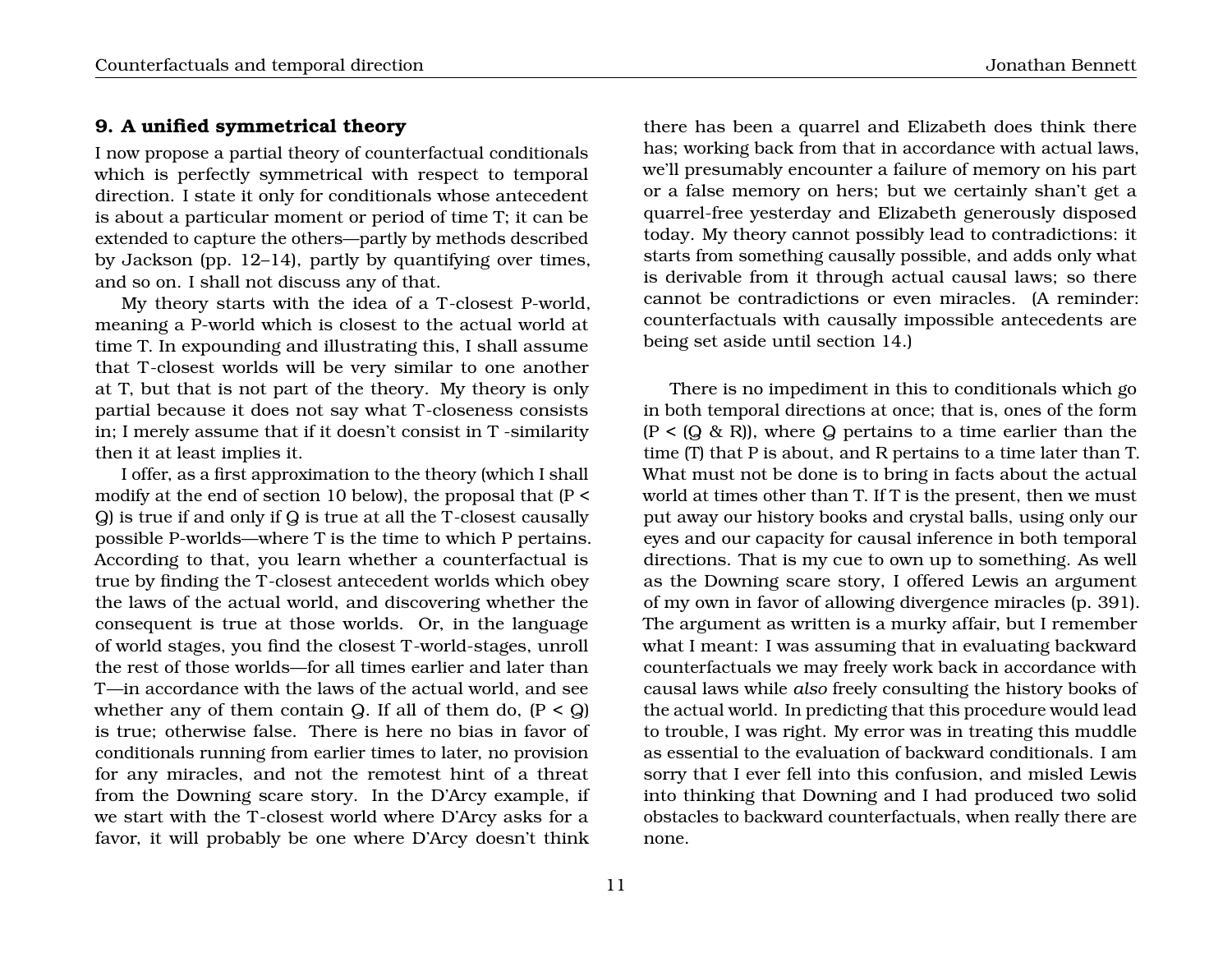## 9. A unified symmetrical theory

I now propose a partial theory of counterfactual conditionals which is perfectly symmetrical with respect to temporal direction. I state it only for conditionals whose antecedent is about a particular moment or period of time T; it can be extended to capture the others—partly by methods described by Jackson (pp. 12–14), partly by quantifying over times, and so on. I shall not discuss any of that.

My theory starts with the idea of a T-closest P-world, meaning a P-world which is closest to the actual world at time T. In expounding and illustrating this, I shall assume that T-closest worlds will be very similar to one another at T, but that is not part of the theory. My theory is only partial because it does not say what T-closeness consists in; I merely assume that if it doesn't consist in T -similarity then it at least implies it.

I offer, as a first approximation to the theory (which I shall modify at the end of section 10 below), the proposal that (P < Q) is true if and only if Q is true at all the T-closest causally possible P-worlds—where T is the time to which P pertains. According to that, you learn whether a counterfactual is true by finding the T-closest antecedent worlds which obey the laws of the actual world, and discovering whether the consequent is true at those worlds. Or, in the language of world stages, you find the closest T-world-stages, unroll the rest of those worlds—for all times earlier and later than T—in accordance with the laws of the actual world, and see whether any of them contain Q. If all of them do, (P < Q) is true; otherwise false. There is here no bias in favor of conditionals running from earlier times to later, no provision for any miracles, and not the remotest hint of a threat from the Downing scare story. In the D'Arcy example, if we start with the T-closest world where D'Arcy asks for a favor, it will probably be one where D'Arcy doesn't think there has been a quarrel and Elizabeth does think there has; working back from that in accordance with actual laws, we'll presumably encounter a failure of memory on his part or a false memory on hers; but we certainly shan't get a quarrel-free yesterday and Elizabeth generously disposed today. My theory cannot possibly lead to contradictions: it starts from something causally possible, and adds only what is derivable from it through actual causal laws; so there cannot be contradictions or even miracles. (A reminder: counterfactuals with causally impossible antecedents are being set aside until section 14.)

There is no impediment in this to conditionals which go in both temporal directions at once; that is, ones of the form (P < (Q & R)), where Q pertains to a time earlier than the time (T) that P is about, and R pertains to a time later than T. What must not be done is to bring in facts about the actual world at times other than T. If T is the present, then we must put away our history books and crystal balls, using only our eyes and our capacity for causal inference in both temporal directions. That is my cue to own up to something. As well as the Downing scare story, I offered Lewis an argument of my own in favor of allowing divergence miracles (p. 391). The argument as written is a murky affair, but I remember what I meant: I was assuming that in evaluating backward counterfactuals we may freely work back in accordance with causal laws while *also* freely consulting the history books of the actual world. In predicting that this procedure would lead to trouble, I was right. My error was in treating this muddle as essential to the evaluation of backward conditionals. I am sorry that I ever fell into this confusion, and misled Lewis into thinking that Downing and I had produced two solid obstacles to backward counterfactuals, when really there are none.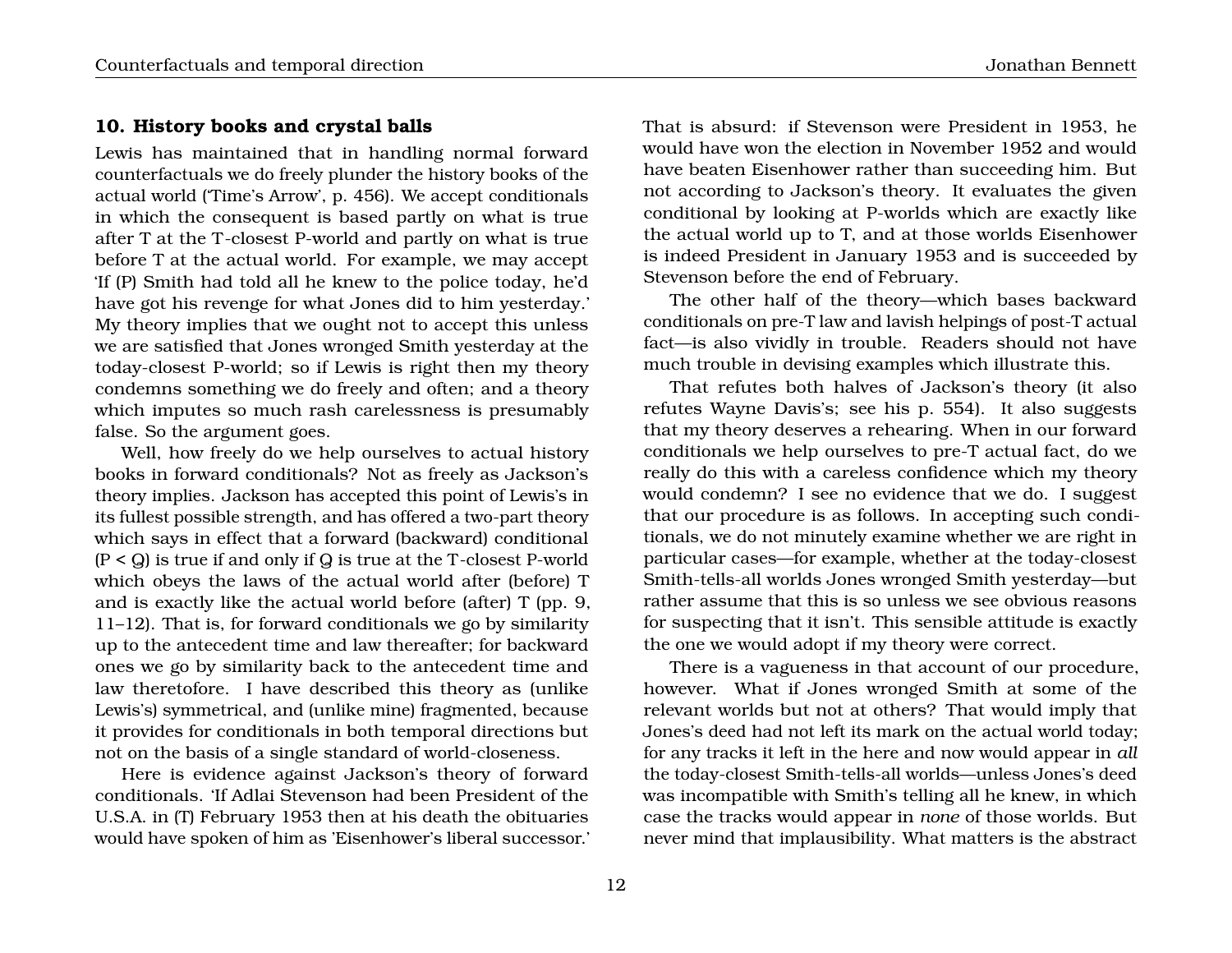## 10. History books and crystal balls

Lewis has maintained that in handling normal forward counterfactuals we do freely plunder the history books of the actual world ('Time's Arrow', p. 456). We accept conditionals in which the consequent is based partly on what is true after T at the T-closest P-world and partly on what is true before T at the actual world. For example, we may accept 'If (P) Smith had told all he knew to the police today, he'd have got his revenge for what Jones did to him yesterday.' My theory implies that we ought not to accept this unless we are satisfied that Jones wronged Smith yesterday at the today-closest P-world; so if Lewis is right then my theory condemns something we do freely and often; and a theory which imputes so much rash carelessness is presumably false. So the argument goes.

Well, how freely do we help ourselves to actual history books in forward conditionals? Not as freely as Jackson's theory implies. Jackson has accepted this point of Lewis's in its fullest possible strength, and has offered a two-part theory which says in effect that a forward (backward) conditional (P < Q) is true if and only if Q is true at the T-closest P-world which obeys the laws of the actual world after (before) T and is exactly like the actual world before (after) T (pp. 9, 11–12). That is, for forward conditionals we go by similarity up to the antecedent time and law thereafter; for backward ones we go by similarity back to the antecedent time and law theretofore. I have described this theory as (unlike Lewis's) symmetrical, and (unlike mine) fragmented, because it provides for conditionals in both temporal directions but not on the basis of a single standard of world-closeness.

Here is evidence against Jackson's theory of forward conditionals. 'If Adlai Stevenson had been President of the U.S.A. in (T) February 1953 then at his death the obituaries would have spoken of him as 'Eisenhower's liberal successor.' That is absurd: if Stevenson were President in 1953, he would have won the election in November 1952 and would have beaten Eisenhower rather than succeeding him. But not according to Jackson's theory. It evaluates the given conditional by looking at P-worlds which are exactly like the actual world up to T, and at those worlds Eisenhower is indeed President in January 1953 and is succeeded by Stevenson before the end of February.

The other half of the theory—which bases backward conditionals on pre-T law and lavish helpings of post-T actual fact—is also vividly in trouble. Readers should not have much trouble in devising examples which illustrate this.

That refutes both halves of Jackson's theory (it also refutes Wayne Davis's; see his p. 554). It also suggests that my theory deserves a rehearing. When in our forward conditionals we help ourselves to pre-T actual fact, do we really do this with a careless confidence which my theory would condemn? I see no evidence that we do. I suggest that our procedure is as follows. In accepting such conditionals, we do not minutely examine whether we are right in particular cases—for example, whether at the today-closest Smith-tells-all worlds Jones wronged Smith yesterday—but rather assume that this is so unless we see obvious reasons for suspecting that it isn't. This sensible attitude is exactly the one we would adopt if my theory were correct.

There is a vagueness in that account of our procedure, however. What if Jones wronged Smith at some of the relevant worlds but not at others? That would imply that Jones's deed had not left its mark on the actual world today; for any tracks it left in the here and now would appear in *all* the today-closest Smith-tells-all worlds—unless Jones's deed was incompatible with Smith's telling all he knew, in which case the tracks would appear in *none* of those worlds. But never mind that implausibility. What matters is the abstract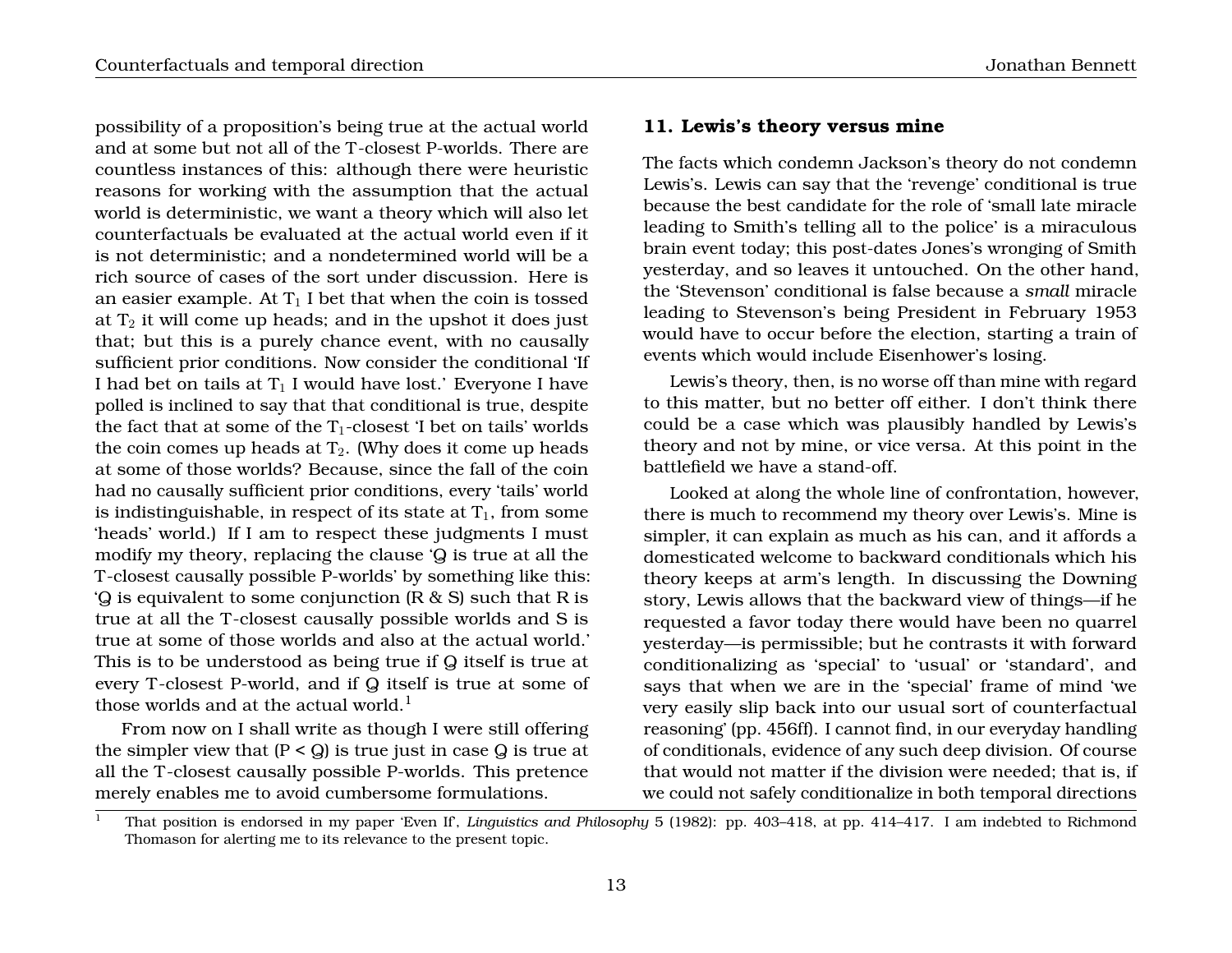possibility of a proposition's being true at the actual world and at some but not all of the T-closest P-worlds. There are countless instances of this: although there were heuristic reasons for working with the assumption that the actual world is deterministic, we want a theory which will also let counterfactuals be evaluated at the actual world even if it is not deterministic; and a nondetermined world will be a rich source of cases of the sort under discussion. Here is an easier example. At $T_1$ I bet that when the coin is tossed at $T_2$ it will come up heads; and in the upshot it does just that; but this is a purely chance event, with no causally sufficient prior conditions. Now consider the conditional 'If I had bet on tails at $T_1$ I would have lost.' Everyone I have polled is inclined to say that that conditional is true, despite the fact that at some of the $T_1$-closest 'I bet on tails' worlds the coin comes up heads at $T_2$. (Why does it come up heads at some of those worlds? Because, since the fall of the coin had no causally sufficient prior conditions, every 'tails' world is indistinguishable, in respect of its state at $T_1$, from some 'heads' world.) If I am to respect these judgments I must modify my theory, replacing the clause 'Q is true at all the T-closest causally possible P-worlds' by something like this: 'Q is equivalent to some conjunction (R & S) such that R is true at all the T-closest causally possible worlds and S is true at some of those worlds and also at the actual world.' This is to be understood as being true if Q itself is true at every T-closest P-world, and if Q itself is true at some of those worlds and at the actual world.[1]

From now on I shall write as though I were still offering the simpler view that (P < Q) is true just in case Q is true at all the T-closest causally possible P-worlds. This pretence merely enables me to avoid cumbersome formulations.

## 11. Lewis's theory versus mine

The facts which condemn Jackson's theory do not condemn Lewis's. Lewis can say that the 'revenge' conditional is true because the best candidate for the role of 'small late miracle leading to Smith's telling all to the police' is a miraculous brain event today; this post-dates Jones's wronging of Smith yesterday, and so leaves it untouched. On the other hand, the 'Stevenson' conditional is false because a *small* miracle leading to Stevenson's being President in February 1953 would have to occur before the election, starting a train of events which would include Eisenhower's losing.

Lewis's theory, then, is no worse off than mine with regard to this matter, but no better off either. I don't think there could be a case which was plausibly handled by Lewis's theory and not by mine, or vice versa. At this point in the battlefield we have a stand-off.

Looked at along the whole line of confrontation, however, there is much to recommend my theory over Lewis's. Mine is simpler, it can explain as much as his can, and it affords a domesticated welcome to backward conditionals which his theory keeps at arm's length. In discussing the Downing story, Lewis allows that the backward view of things—if he requested a favor today there would have been no quarrel yesterday—is permissible; but he contrasts it with forward conditionalizing as 'special' to 'usual' or 'standard', and says that when we are in the 'special' frame of mind 'we very easily slip back into our usual sort of counterfactual reasoning' (pp. 456ff). I cannot find, in our everyday handling of conditionals, evidence of any such deep division. Of course that would not matter if the division were needed; that is, if we could not safely conditionalize in both temporal directions

[1] That position is endorsed in my paper 'Even If', *Linguistics and Philosophy* 5 (1982): pp. 403–418, at pp. 414–417. I am indebted to Richmond Thomason for alerting me to its relevance to the present topic.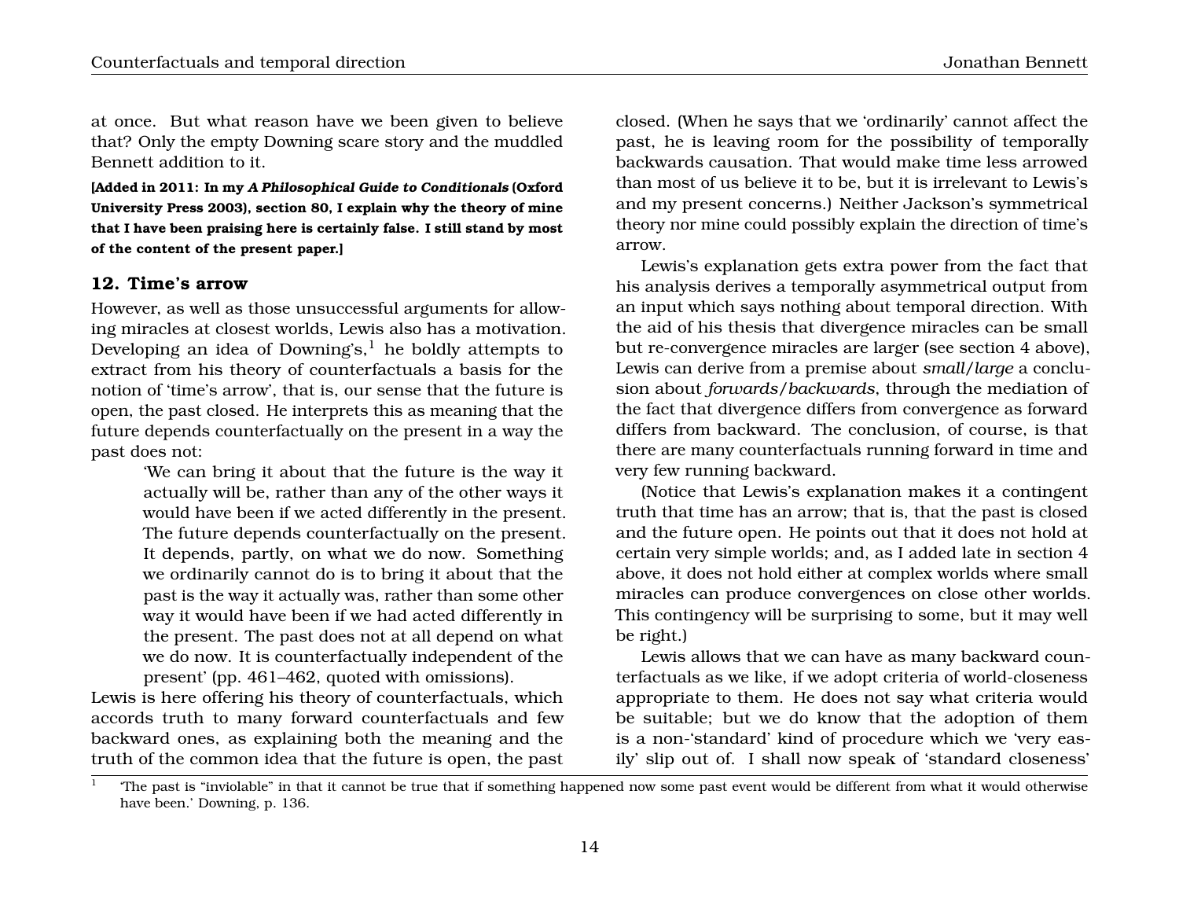at once. But what reason have we been given to believe that? Only the empty Downing scare story and the muddled Bennett addition to it.

**[Added in 2011: In my *A Philosophical Guide to Conditionals* (Oxford University Press 2003), section 80, I explain why the theory of mine that I have been praising here is certainly false. I still stand by most of the content of the present paper.]**

## 12. Time's arrow

However, as well as those unsuccessful arguments for allowing miracles at closest worlds, Lewis also has a motivation. Developing an idea of Downing's,[1] he boldly attempts to extract from his theory of counterfactuals a basis for the notion of 'time's arrow', that is, our sense that the future is open, the past closed. He interprets this as meaning that the future depends counterfactually on the present in a way the past does not:

> 'We can bring it about that the future is the way it actually will be, rather than any of the other ways it would have been if we acted differently in the present. The future depends counterfactually on the present. It depends, partly, on what we do now. Something we ordinarily cannot do is to bring it about that the past is the way it actually was, rather than some other way it would have been if we had acted differently in the present. The past does not at all depend on what we do now. It is counterfactually independent of the present' (pp. 461–462, quoted with omissions).

Lewis is here offering his theory of counterfactuals, which accords truth to many forward counterfactuals and few backward ones, as explaining both the meaning and the truth of the common idea that the future is open, the past closed. (When he says that we 'ordinarily' cannot affect the past, he is leaving room for the possibility of temporally backwards causation. That would make time less arrowed than most of us believe it to be, but it is irrelevant to Lewis's and my present concerns.) Neither Jackson's symmetrical theory nor mine could possibly explain the direction of time's arrow.

Lewis's explanation gets extra power from the fact that his analysis derives a temporally asymmetrical output from an input which says nothing about temporal direction. With the aid of his thesis that divergence miracles can be small but re-convergence miracles are larger (see section 4 above), Lewis can derive from a premise about *small/large* a conclusion about *forwards/backwards*, through the mediation of the fact that divergence differs from convergence as forward differs from backward. The conclusion, of course, is that there are many counterfactuals running forward in time and very few running backward.

(Notice that Lewis's explanation makes it a contingent truth that time has an arrow; that is, that the past is closed and the future open. He points out that it does not hold at certain very simple worlds; and, as I added late in section 4 above, it does not hold either at complex worlds where small miracles can produce convergences on close other worlds. This contingency will be surprising to some, but it may well be right.)

Lewis allows that we can have as many backward counterfactuals as we like, if we adopt criteria of world-closeness appropriate to them. He does not say what criteria would be suitable; but we do know that the adoption of them is a non-'standard' kind of procedure which we 'very easily' slip out of. I shall now speak of 'standard closeness'

[1] 'The past is "inviolable" in that it cannot be true that if something happened now some past event would be different from what it would otherwise have been.' Downing, p. 136.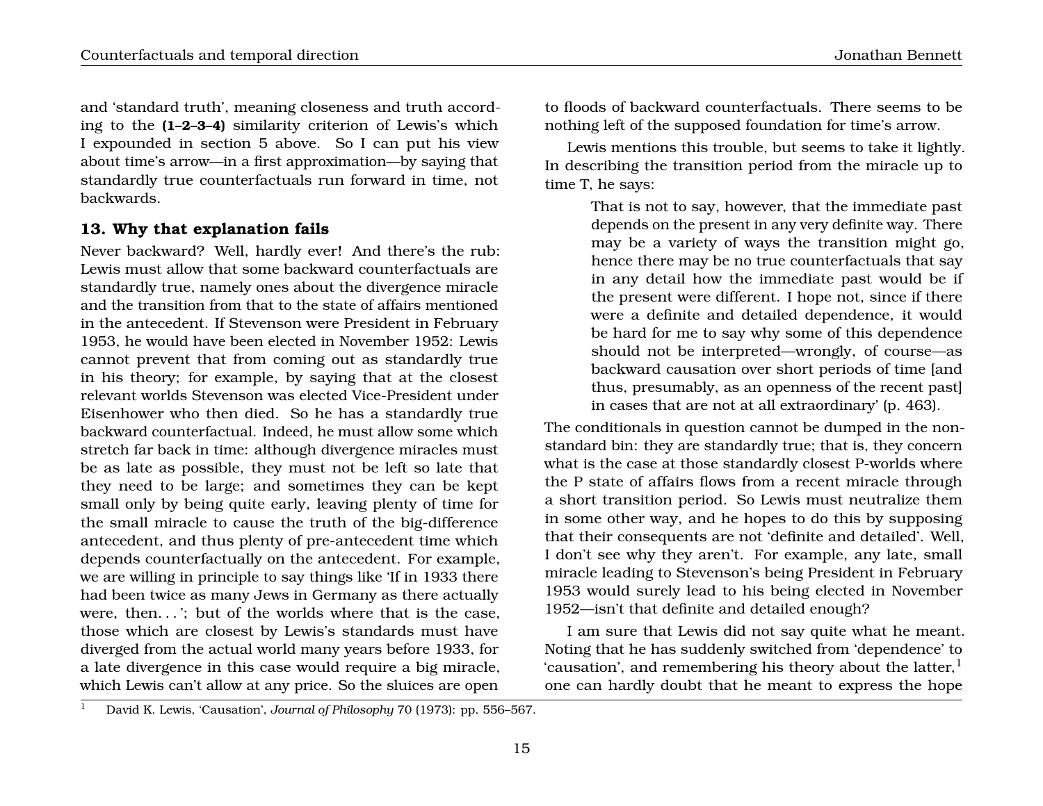and 'standard truth', meaning closeness and truth according to the **(1–2–3–4)** similarity criterion of Lewis's which I expounded in section 5 above. So I can put his view about time's arrow—in a first approximation—by saying that standardly true counterfactuals run forward in time, not backwards.

### 13. Why that explanation fails

Never backward? Well, hardly ever! And there's the rub: Lewis must allow that some backward counterfactuals are standardly true, namely ones about the divergence miracle and the transition from that to the state of affairs mentioned in the antecedent. If Stevenson were President in February 1953, he would have been elected in November 1952: Lewis cannot prevent that from coming out as standardly true in his theory; for example, by saying that at the closest relevant worlds Stevenson was elected Vice-President under Eisenhower who then died. So he has a standardly true backward counterfactual. Indeed, he must allow some which stretch far back in time: although divergence miracles must be as late as possible, they must not be left so late that they need to be large; and sometimes they can be kept small only by being quite early, leaving plenty of time for the small miracle to cause the truth of the big-difference antecedent, and thus plenty of pre-antecedent time which depends counterfactually on the antecedent. For example, we are willing in principle to say things like 'If in 1933 there had been twice as many Jews in Germany as there actually were, then. . . '; but of the worlds where that is the case, those which are closest by Lewis's standards must have diverged from the actual world many years before 1933, for a late divergence in this case would require a big miracle, which Lewis can't allow at any price. So the sluices are open to floods of backward counterfactuals. There seems to be nothing left of the supposed foundation for time's arrow.

Lewis mentions this trouble, but seems to take it lightly. In describing the transition period from the miracle up to time T, he says:

> That is not to say, however, that the immediate past depends on the present in any very definite way. There may be a variety of ways the transition might go, hence there may be no true counterfactuals that say in any detail how the immediate past would be if the present were different. I hope not, since if there were a definite and detailed dependence, it would be hard for me to say why some of this dependence should not be interpreted—wrongly, of course—as backward causation over short periods of time [and thus, presumably, as an openness of the recent past] in cases that are not at all extraordinary' (p. 463).

The conditionals in question cannot be dumped in the non-standard bin: they are standardly true; that is, they concern what is the case at those standardly closest P-worlds where the P state of affairs flows from a recent miracle through a short transition period. So Lewis must neutralize them in some other way, and he hopes to do this by supposing that their consequents are not 'definite and detailed'. Well, I don't see why they aren't. For example, any late, small miracle leading to Stevenson's being President in February 1953 would surely lead to his being elected in November 1952—isn't that definite and detailed enough?

I am sure that Lewis did not say quite what he meant. Noting that he has suddenly switched from 'dependence' to 'causation', and remembering his theory about the latter,[1] one can hardly doubt that he meant to express the hope

[1] David K. Lewis, 'Causation', *Journal of Philosophy* 70 (1973): pp. 556–567.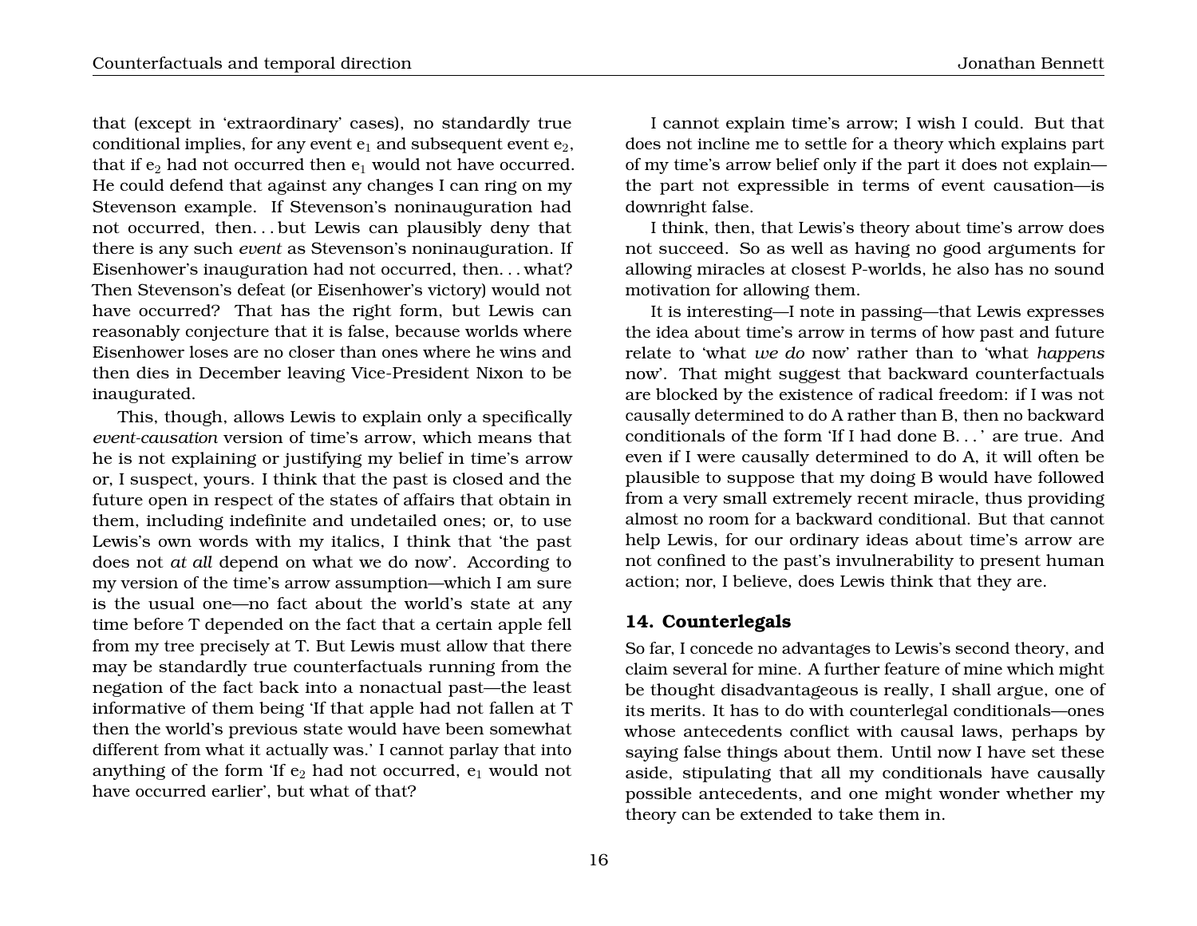that (except in 'extraordinary' cases), no standardly true conditional implies, for any event $e_1$ and subsequent event $e_2$, that if $e_2$ had not occurred then $e_1$ would not have occurred. He could defend that against any changes I can ring on my Stevenson example. If Stevenson's noninauguration had not occurred, then. . . but Lewis can plausibly deny that there is any such *event* as Stevenson's noninauguration. If Eisenhower's inauguration had not occurred, then. . . what? Then Stevenson's defeat (or Eisenhower's victory) would not have occurred? That has the right form, but Lewis can reasonably conjecture that it is false, because worlds where Eisenhower loses are no closer than ones where he wins and then dies in December leaving Vice-President Nixon to be inaugurated.

This, though, allows Lewis to explain only a specifically *event-causation* version of time's arrow, which means that he is not explaining or justifying my belief in time's arrow or, I suspect, yours. I think that the past is closed and the future open in respect of the states of affairs that obtain in them, including indefinite and undetailed ones; or, to use Lewis's own words with my italics, I think that 'the past does not *at all* depend on what we do now'. According to my version of the time's arrow assumption—which I am sure is the usual one—no fact about the world's state at any time before T depended on the fact that a certain apple fell from my tree precisely at T. But Lewis must allow that there may be standardly true counterfactuals running from the negation of the fact back into a nonactual past—the least informative of them being 'If that apple had not fallen at T then the world's previous state would have been somewhat different from what it actually was.' I cannot parlay that into anything of the form 'If $e_2$ had not occurred, $e_1$ would not have occurred earlier', but what of that?

I cannot explain time's arrow; I wish I could. But that does not incline me to settle for a theory which explains part of my time's arrow belief only if the part it does not explain—the part not expressible in terms of event causation—is downright false.

I think, then, that Lewis's theory about time's arrow does not succeed. So as well as having no good arguments for allowing miracles at closest P-worlds, he also has no sound motivation for allowing them.

It is interesting—I note in passing—that Lewis expresses the idea about time's arrow in terms of how past and future relate to 'what *we do* now' rather than to 'what *happens* now'. That might suggest that backward counterfactuals are blocked by the existence of radical freedom: if I was not causally determined to do A rather than B, then no backward conditionals of the form 'If I had done B. . . ' are true. And even if I were causally determined to do A, it will often be plausible to suppose that my doing B would have followed from a very small extremely recent miracle, thus providing almost no room for a backward conditional. But that cannot help Lewis, for our ordinary ideas about time's arrow are not confined to the past's invulnerability to present human action; nor, I believe, does Lewis think that they are.

## 14. Counterlegals

So far, I concede no advantages to Lewis's second theory, and claim several for mine. A further feature of mine which might be thought disadvantageous is really, I shall argue, one of its merits. It has to do with counterlegal conditionals—ones whose antecedents conflict with causal laws, perhaps by saying false things about them. Until now I have set these aside, stipulating that all my conditionals have causally possible antecedents, and one might wonder whether my theory can be extended to take them in.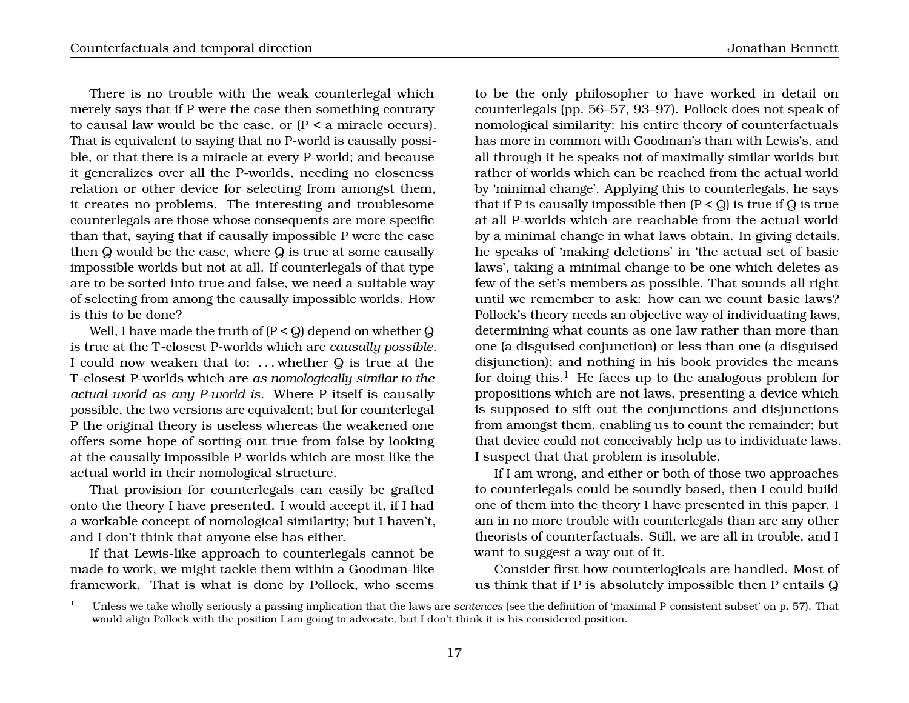There is no trouble with the weak counterlegal which merely says that if P were the case then something contrary to causal law would be the case, or (P < a miracle occurs). That is equivalent to saying that no P-world is causally possible, or that there is a miracle at every P-world; and because it generalizes over all the P-worlds, needing no closeness relation or other device for selecting from amongst them, it creates no problems. The interesting and troublesome counterlegals are those whose consequents are more specific than that, saying that if causally impossible P were the case then Q would be the case, where Q is true at some causally impossible worlds but not at all. If counterlegals of that type are to be sorted into true and false, we need a suitable way of selecting from among the causally impossible worlds. How is this to be done?

Well, I have made the truth of (P < Q) depend on whether Q is true at the T-closest P-worlds which are *causally possible*. I could now weaken that to: . . . whether Q is true at the T-closest P-worlds which are *as nomologically similar to the actual world as any P-world is*. Where P itself is causally possible, the two versions are equivalent; but for counterlegal P the original theory is useless whereas the weakened one offers some hope of sorting out true from false by looking at the causally impossible P-worlds which are most like the actual world in their nomological structure.

That provision for counterlegals can easily be grafted onto the theory I have presented. I would accept it, if I had a workable concept of nomological similarity; but I haven't, and I don't think that anyone else has either.

If that Lewis-like approach to counterlegals cannot be made to work, we might tackle them within a Goodman-like framework. That is what is done by Pollock, who seems to be the only philosopher to have worked in detail on counterlegals (pp. 56–57, 93–97). Pollock does not speak of nomological similarity: his entire theory of counterfactuals has more in common with Goodman's than with Lewis's, and all through it he speaks not of maximally similar worlds but rather of worlds which can be reached from the actual world by 'minimal change'. Applying this to counterlegals, he says that if P is causally impossible then (P < Q) is true if Q is true at all P-worlds which are reachable from the actual world by a minimal change in what laws obtain. In giving details, he speaks of 'making deletions' in 'the actual set of basic laws', taking a minimal change to be one which deletes as few of the set's members as possible. That sounds all right until we remember to ask: how can we count basic laws? Pollock's theory needs an objective way of individuating laws, determining what counts as one law rather than more than one (a disguised conjunction) or less than one (a disguised disjunction); and nothing in his book provides the means for doing this.[1] He faces up to the analogous problem for propositions which are not laws, presenting a device which is supposed to sift out the conjunctions and disjunctions from amongst them, enabling us to count the remainder; but that device could not conceivably help us to individuate laws. I suspect that that problem is insoluble.

If I am wrong, and either or both of those two approaches to counterlegals could be soundly based, then I could build one of them into the theory I have presented in this paper. I am in no more trouble with counterlegals than are any other theorists of counterfactuals. Still, we are all in trouble, and I want to suggest a way out of it.

Consider first how counterlogicals are handled. Most of us think that if P is absolutely impossible then P entails Q

[1] Unless we take wholly seriously a passing implication that the laws are *sentences* (see the definition of 'maximal P-consistent subset' on p. 57). That would align Pollock with the position I am going to advocate, but I don't think it is his considered position.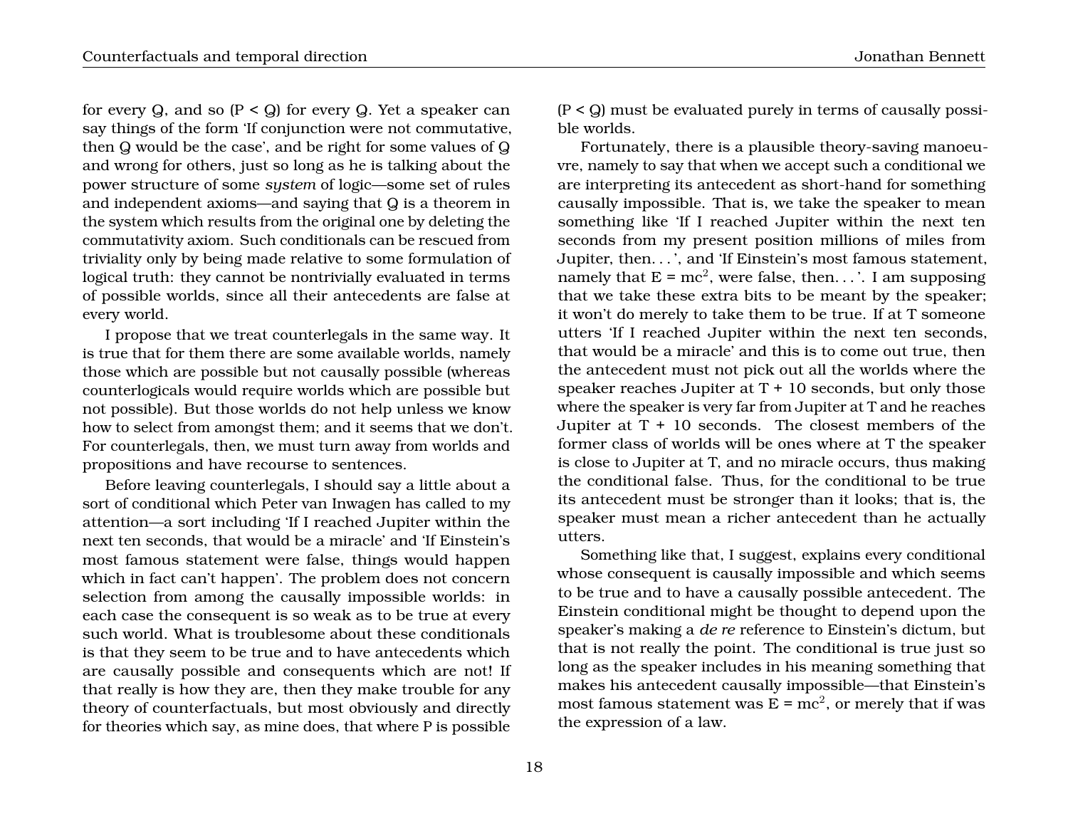for every Q, and so (P < Q) for every Q. Yet a speaker can say things of the form 'If conjunction were not commutative, then Q would be the case', and be right for some values of Q and wrong for others, just so long as he is talking about the power structure of some *system* of logic—some set of rules and independent axioms—and saying that Q is a theorem in the system which results from the original one by deleting the commutativity axiom. Such conditionals can be rescued from triviality only by being made relative to some formulation of logical truth: they cannot be nontrivially evaluated in terms of possible worlds, since all their antecedents are false at every world.

I propose that we treat counterlegals in the same way. It is true that for them there are some available worlds, namely those which are possible but not causally possible (whereas counterlogicals would require worlds which are possible but not possible). But those worlds do not help unless we know how to select from amongst them; and it seems that we don't. For counterlegals, then, we must turn away from worlds and propositions and have recourse to sentences.

Before leaving counterlegals, I should say a little about a sort of conditional which Peter van Inwagen has called to my attention—a sort including 'If I reached Jupiter within the next ten seconds, that would be a miracle' and 'If Einstein's most famous statement were false, things would happen which in fact can't happen'. The problem does not concern selection from among the causally impossible worlds: in each case the consequent is so weak as to be true at every such world. What is troublesome about these conditionals is that they seem to be true and to have antecedents which are causally possible and consequents which are not! If that really is how they are, then they make trouble for any theory of counterfactuals, but most obviously and directly for theories which say, as mine does, that where P is possible (P < Q) must be evaluated purely in terms of causally possible worlds.

Fortunately, there is a plausible theory-saving manoeuvre, namely to say that when we accept such a conditional we are interpreting its antecedent as short-hand for something causally impossible. That is, we take the speaker to mean something like 'If I reached Jupiter within the next ten seconds from my present position millions of miles from Jupiter, then. . . ', and 'If Einstein's most famous statement, namely that $E = mc^2$, were false, then. . . '. I am supposing that we take these extra bits to be meant by the speaker; it won't do merely to take them to be true. If at T someone utters 'If I reached Jupiter within the next ten seconds, that would be a miracle' and this is to come out true, then the antecedent must not pick out all the worlds where the speaker reaches Jupiter at T + 10 seconds, but only those where the speaker is very far from Jupiter at T and he reaches Jupiter at T + 10 seconds. The closest members of the former class of worlds will be ones where at T the speaker is close to Jupiter at T, and no miracle occurs, thus making the conditional false. Thus, for the conditional to be true its antecedent must be stronger than it looks; that is, the speaker must mean a richer antecedent than he actually utters.

Something like that, I suggest, explains every conditional whose consequent is causally impossible and which seems to be true and to have a causally possible antecedent. The Einstein conditional might be thought to depend upon the speaker's making a *de re* reference to Einstein's dictum, but that is not really the point. The conditional is true just so long as the speaker includes in his meaning something that makes his antecedent causally impossible—that Einstein's most famous statement was $E = mc^2$, or merely that if was the expression of a law.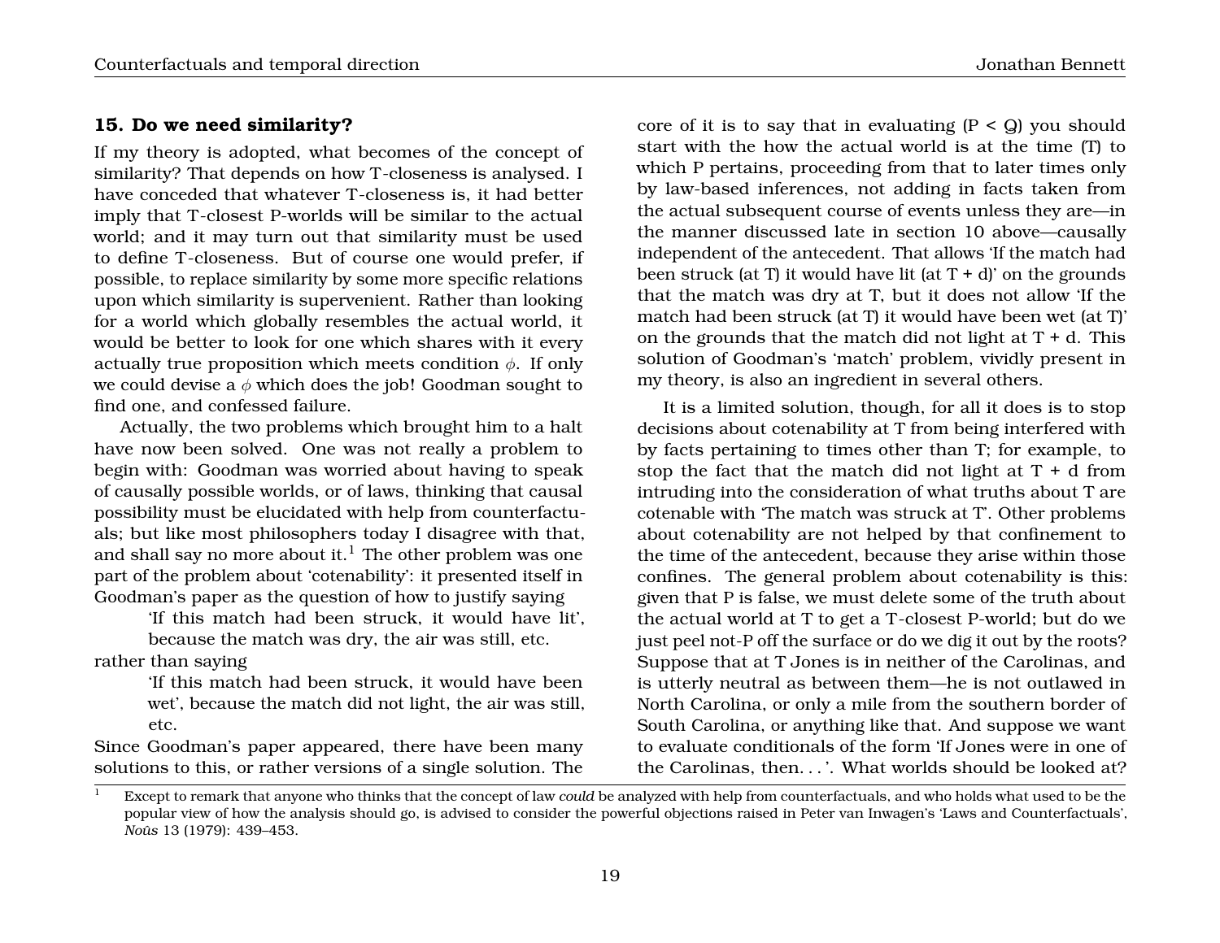### 15. Do we need similarity?

If my theory is adopted, what becomes of the concept of similarity? That depends on how T-closeness is analysed. I have conceded that whatever T-closeness is, it had better imply that T-closest P-worlds will be similar to the actual world; and it may turn out that similarity must be used to define T-closeness. But of course one would prefer, if possible, to replace similarity by some more specific relations upon which similarity is supervenient. Rather than looking for a world which globally resembles the actual world, it would be better to look for one which shares with it every actually true proposition which meets condition $\phi$. If only we could devise a $\phi$ which does the job! Goodman sought to find one, and confessed failure.

Actually, the two problems which brought him to a halt have now been solved. One was not really a problem to begin with: Goodman was worried about having to speak of causally possible worlds, or of laws, thinking that causal possibility must be elucidated with help from counterfactuals; but like most philosophers today I disagree with that, and shall say no more about it.[1] The other problem was one part of the problem about 'cotenability': it presented itself in Goodman's paper as the question of how to justify saying

> 'If this match had been struck, it would have lit', because the match was dry, the air was still, etc.

rather than saying

> 'If this match had been struck, it would have been wet', because the match did not light, the air was still, etc.

Since Goodman's paper appeared, there have been many solutions to this, or rather versions of a single solution. The core of it is to say that in evaluating (P < Q) you should start with the how the actual world is at the time (T) to which P pertains, proceeding from that to later times only by law-based inferences, not adding in facts taken from the actual subsequent course of events unless they are—in the manner discussed late in section 10 above—causally independent of the antecedent. That allows 'If the match had been struck (at T) it would have lit (at T + d)' on the grounds that the match was dry at T, but it does not allow 'If the match had been struck (at T) it would have been wet (at T)' on the grounds that the match did not light at T + d. This solution of Goodman's 'match' problem, vividly present in my theory, is also an ingredient in several others.

It is a limited solution, though, for all it does is to stop decisions about cotenability at T from being interfered with by facts pertaining to times other than T; for example, to stop the fact that the match did not light at T + d from intruding into the consideration of what truths about T are cotenable with 'The match was struck at T'. Other problems about cotenability are not helped by that confinement to the time of the antecedent, because they arise within those confines. The general problem about cotenability is this: given that P is false, we must delete some of the truth about the actual world at T to get a T-closest P-world; but do we just peel not-P off the surface or do we dig it out by the roots? Suppose that at T Jones is in neither of the Carolinas, and is utterly neutral as between them—he is not outlawed in North Carolina, or only a mile from the southern border of South Carolina, or anything like that. And suppose we want to evaluate conditionals of the form 'If Jones were in one of the Carolinas, then. . . '. What worlds should be looked at?

[1] Except to remark that anyone who thinks that the concept of law *could* be analyzed with help from counterfactuals, and who holds what used to be the popular view of how the analysis should go, is advised to consider the powerful objections raised in Peter van Inwagen's 'Laws and Counterfactuals', *Noûs* 13 (1979): 439–453.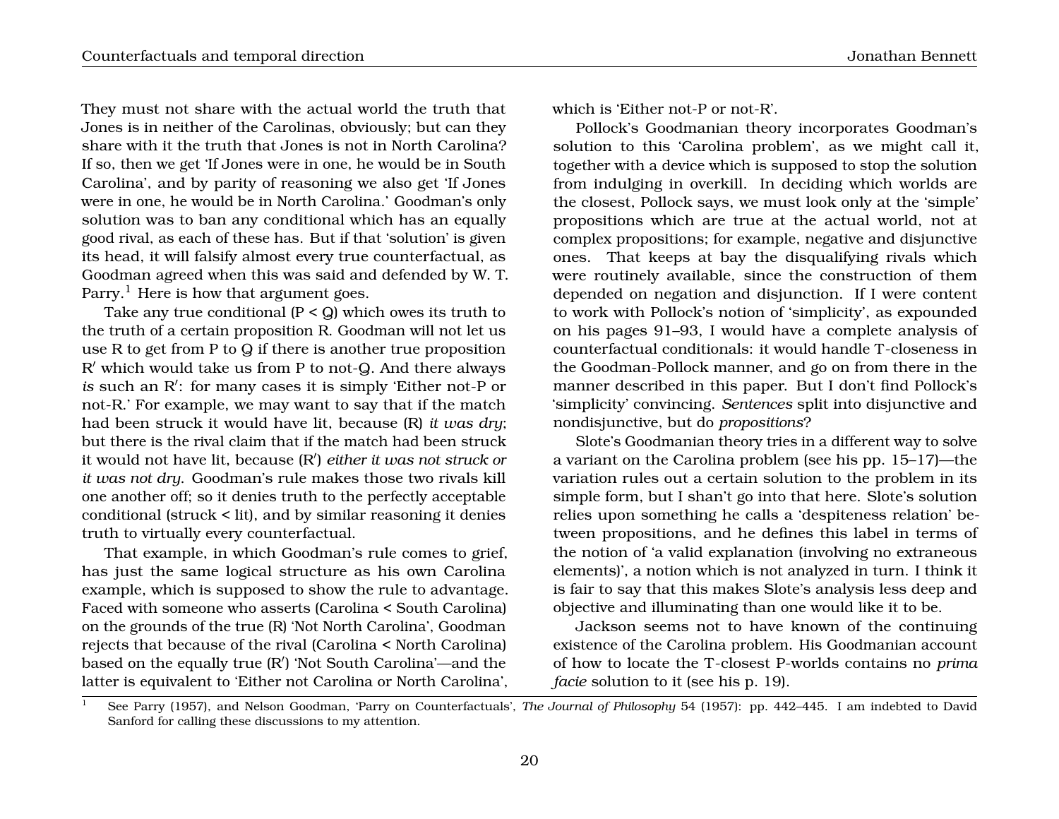They must not share with the actual world the truth that Jones is in neither of the Carolinas, obviously; but can they share with it the truth that Jones is not in North Carolina? If so, then we get 'If Jones were in one, he would be in South Carolina', and by parity of reasoning we also get 'If Jones were in one, he would be in North Carolina.' Goodman's only solution was to ban any conditional which has an equally good rival, as each of these has. But if that 'solution' is given its head, it will falsify almost every true counterfactual, as Goodman agreed when this was said and defended by W. T. Parry.[1] Here is how that argument goes.

Take any true conditional (P < Q) which owes its truth to the truth of a certain proposition R. Goodman will not let us use R to get from P to Q if there is another true proposition R′ which would take us from P to not-Q. And there always *is* such an R′: for many cases it is simply 'Either not-P or not-R.' For example, we may want to say that if the match had been struck it would have lit, because (R) *it was dry*; but there is the rival claim that if the match had been struck it would not have lit, because (R′) *either it was not struck or it was not dry*. Goodman's rule makes those two rivals kill one another off; so it denies truth to the perfectly acceptable conditional (struck < lit), and by similar reasoning it denies truth to virtually every counterfactual.

That example, in which Goodman's rule comes to grief, has just the same logical structure as his own Carolina example, which is supposed to show the rule to advantage. Faced with someone who asserts (Carolina < South Carolina) on the grounds of the true (R) 'Not North Carolina', Goodman rejects that because of the rival (Carolina < North Carolina) based on the equally true (R′) 'Not South Carolina'—and the latter is equivalent to 'Either not Carolina or North Carolina', which is 'Either not-P or not-R'.

Pollock's Goodmanian theory incorporates Goodman's solution to this 'Carolina problem', as we might call it, together with a device which is supposed to stop the solution from indulging in overkill. In deciding which worlds are the closest, Pollock says, we must look only at the 'simple' propositions which are true at the actual world, not at complex propositions; for example, negative and disjunctive ones. That keeps at bay the disqualifying rivals which were routinely available, since the construction of them depended on negation and disjunction. If I were content to work with Pollock's notion of 'simplicity', as expounded on his pages 91–93, I would have a complete analysis of counterfactual conditionals: it would handle T-closeness in the Goodman-Pollock manner, and go on from there in the manner described in this paper. But I don't find Pollock's 'simplicity' convincing. *Sentences* split into disjunctive and nondisjunctive, but do *propositions*?

Slote's Goodmanian theory tries in a different way to solve a variant on the Carolina problem (see his pp. 15–17)—the variation rules out a certain solution to the problem in its simple form, but I shan't go into that here. Slote's solution relies upon something he calls a 'despiteness relation' between propositions, and he defines this label in terms of the notion of 'a valid explanation (involving no extraneous elements)', a notion which is not analyzed in turn. I think it is fair to say that this makes Slote's analysis less deep and objective and illuminating than one would like it to be.

Jackson seems not to have known of the continuing existence of the Carolina problem. His Goodmanian account of how to locate the T-closest P-worlds contains no *prima facie* solution to it (see his p. 19).

[1] See Parry (1957), and Nelson Goodman, 'Parry on Counterfactuals', *The Journal of Philosophy* 54 (1957): pp. 442–445. I am indebted to David Sanford for calling these discussions to my attention.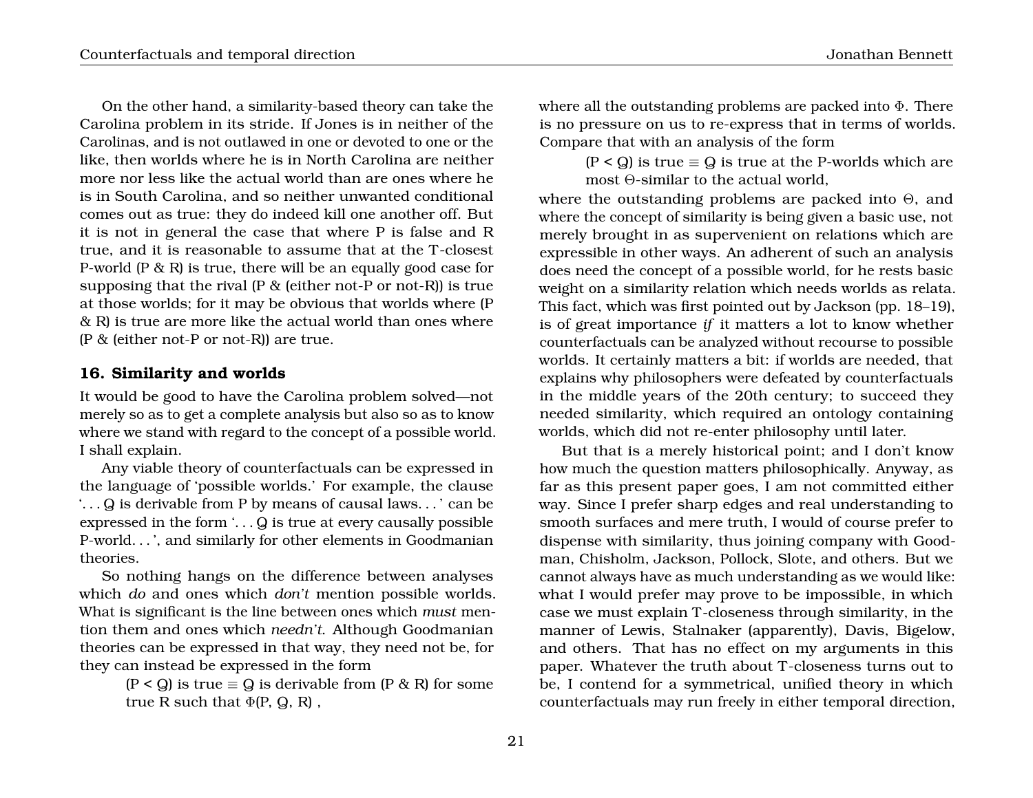On the other hand, a similarity-based theory can take the Carolina problem in its stride. If Jones is in neither of the Carolinas, and is not outlawed in one or devoted to one or the like, then worlds where he is in North Carolina are neither more nor less like the actual world than are ones where he is in South Carolina, and so neither unwanted conditional comes out as true: they do indeed kill one another off. But it is not in general the case that where P is false and R true, and it is reasonable to assume that at the T-closest P-world (P & R) is true, there will be an equally good case for supposing that the rival (P & (either not-P or not-R)) is true at those worlds; for it may be obvious that worlds where (P & R) is true are more like the actual world than ones where (P & (either not-P or not-R)) are true.

## 16. Similarity and worlds

It would be good to have the Carolina problem solved—not merely so as to get a complete analysis but also so as to know where we stand with regard to the concept of a possible world. I shall explain.

Any viable theory of counterfactuals can be expressed in the language of 'possible worlds.' For example, the clause '. . . Q is derivable from P by means of causal laws. . . ' can be expressed in the form '. . . Q is true at every causally possible P-world. . . ', and similarly for other elements in Goodmanian theories.

So nothing hangs on the difference between analyses which *do* and ones which *don't* mention possible worlds. What is significant is the line between ones which *must* mention them and ones which *needn't*. Although Goodmanian theories can be expressed in that way, they need not be, for they can instead be expressed in the form

> (P < Q) is true ≡ Q is derivable from (P & R) for some true R such that Φ(P, Q, R) ,

where all the outstanding problems are packed into Φ. There is no pressure on us to re-express that in terms of worlds. Compare that with an analysis of the form

> (P < Q) is true ≡ Q is true at the P-worlds which are most Θ-similar to the actual world,

where the outstanding problems are packed into Θ, and where the concept of similarity is being given a basic use, not merely brought in as supervenient on relations which are expressible in other ways. An adherent of such an analysis does need the concept of a possible world, for he rests basic weight on a similarity relation which needs worlds as relata. This fact, which was first pointed out by Jackson (pp. 18–19), is of great importance *if* it matters a lot to know whether counterfactuals can be analyzed without recourse to possible worlds. It certainly matters a bit: if worlds are needed, that explains why philosophers were defeated by counterfactuals in the middle years of the 20th century; to succeed they needed similarity, which required an ontology containing worlds, which did not re-enter philosophy until later.

But that is a merely historical point; and I don't know how much the question matters philosophically. Anyway, as far as this present paper goes, I am not committed either way. Since I prefer sharp edges and real understanding to smooth surfaces and mere truth, I would of course prefer to dispense with similarity, thus joining company with Goodman, Chisholm, Jackson, Pollock, Slote, and others. But we cannot always have as much understanding as we would like: what I would prefer may prove to be impossible, in which case we must explain T-closeness through similarity, in the manner of Lewis, Stalnaker (apparently), Davis, Bigelow, and others. That has no effect on my arguments in this paper. Whatever the truth about T-closeness turns out to be, I contend for a symmetrical, unified theory in which counterfactuals may run freely in either temporal direction,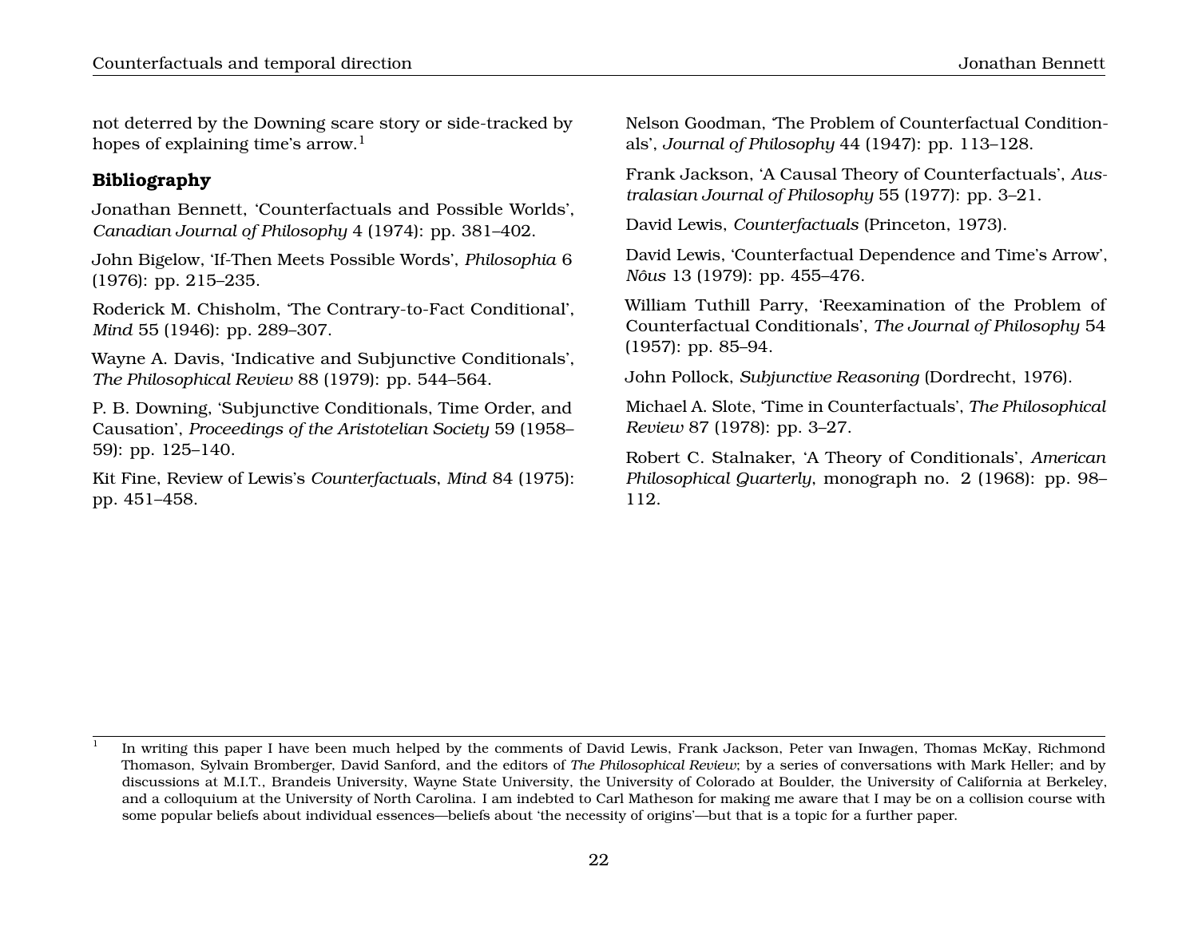not deterred by the Downing scare story or side-tracked by hopes of explaining time's arrow.[1]

## Bibliography

Jonathan Bennett, 'Counterfactuals and Possible Worlds', *Canadian Journal of Philosophy* 4 (1974): pp. 381–402.

John Bigelow, 'If-Then Meets Possible Words', *Philosophia* 6 (1976): pp. 215–235.

Roderick M. Chisholm, 'The Contrary-to-Fact Conditional', *Mind* 55 (1946): pp. 289–307.

Wayne A. Davis, 'Indicative and Subjunctive Conditionals', *The Philosophical Review* 88 (1979): pp. 544–564.

P. B. Downing, 'Subjunctive Conditionals, Time Order, and Causation', *Proceedings of the Aristotelian Society* 59 (1958–59): pp. 125–140.

Kit Fine, Review of Lewis's *Counterfactuals*, *Mind* 84 (1975): pp. 451–458.

Nelson Goodman, 'The Problem of Counterfactual Conditionals', *Journal of Philosophy* 44 (1947): pp. 113–128.

Frank Jackson, 'A Causal Theory of Counterfactuals', *Australasian Journal of Philosophy* 55 (1977): pp. 3–21.

David Lewis, *Counterfactuals* (Princeton, 1973).

David Lewis, 'Counterfactual Dependence and Time's Arrow', *Noûs* 13 (1979): pp. 455–476.

William Tuthill Parry, 'Reexamination of the Problem of Counterfactual Conditionals', *The Journal of Philosophy* 54 (1957): pp. 85–94.

John Pollock, *Subjunctive Reasoning* (Dordrecht, 1976).

Michael A. Slote, 'Time in Counterfactuals', *The Philosophical Review* 87 (1978): pp. 3–27.

Robert C. Stalnaker, 'A Theory of Conditionals', *American Philosophical Quarterly*, monograph no. 2 (1968): pp. 98–112.

---

[1] In writing this paper I have been much helped by the comments of David Lewis, Frank Jackson, Peter van Inwagen, Thomas McKay, Richmond Thomason, Sylvain Bromberger, David Sanford, and the editors of *The Philosophical Review*; by a series of conversations with Mark Heller; and by discussions at M.I.T., Brandeis University, Wayne State University, the University of Colorado at Boulder, the University of California at Berkeley, and a colloquium at the University of North Carolina. I am indebted to Carl Matheson for making me aware that I may be on a collision course with some popular beliefs about individual essences—beliefs about 'the necessity of origins'—but that is a topic for a further paper.